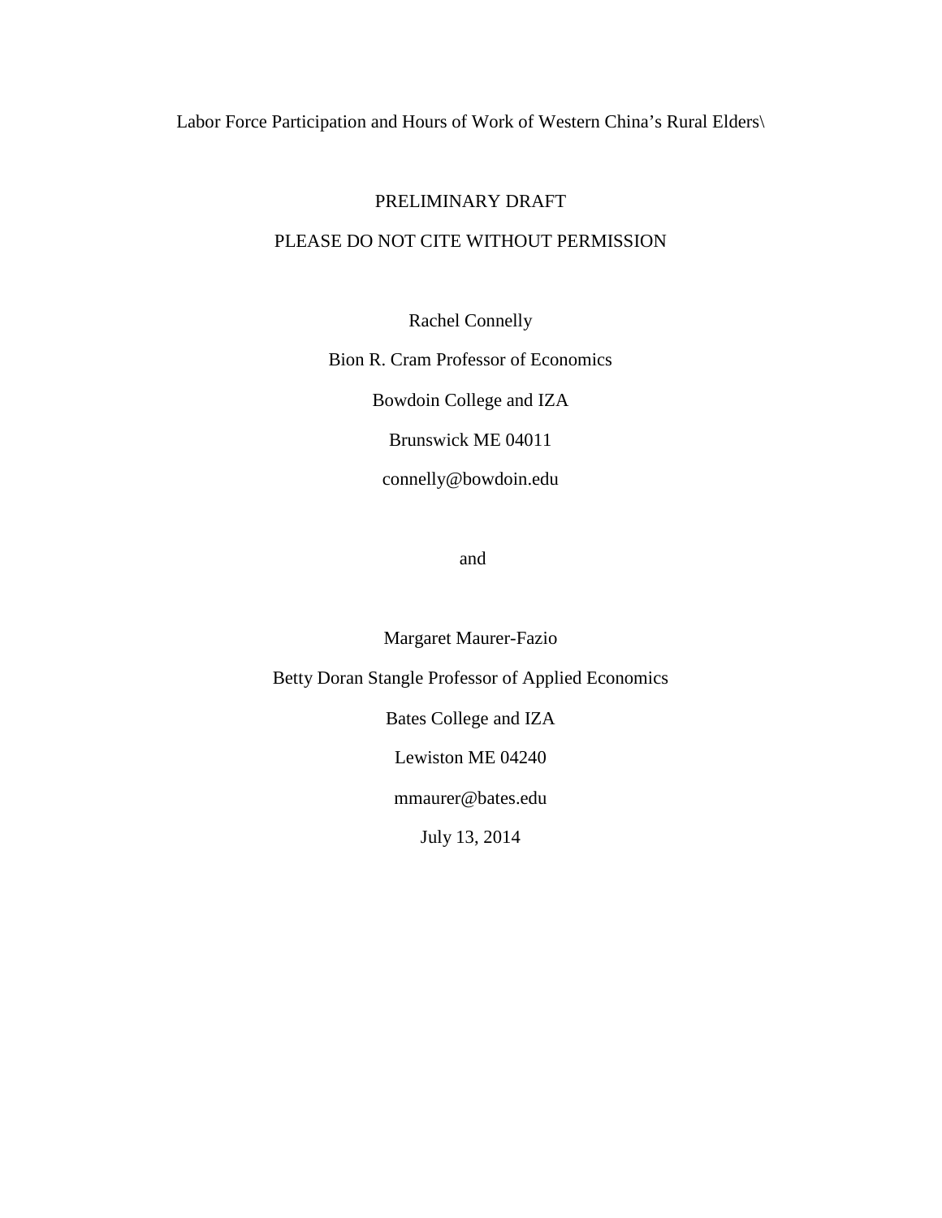# Labor Force Participation and Hours of Work of Western China's Rural Elders\

PRELIMINARY DRAFT

PLEASE DO NOT CITE WITHOUT PERMISSION

Rachel Connelly

Bion R. Cram Professor of Economics

Bowdoin College and IZA

Brunswick ME 04011

connelly@bowdoin.edu

and

Margaret Maurer-Fazio

Betty Doran Stangle Professor of Applied Economics

Bates College and IZA

Lewiston ME 04240

mmaurer@bates.edu

July 13, 2014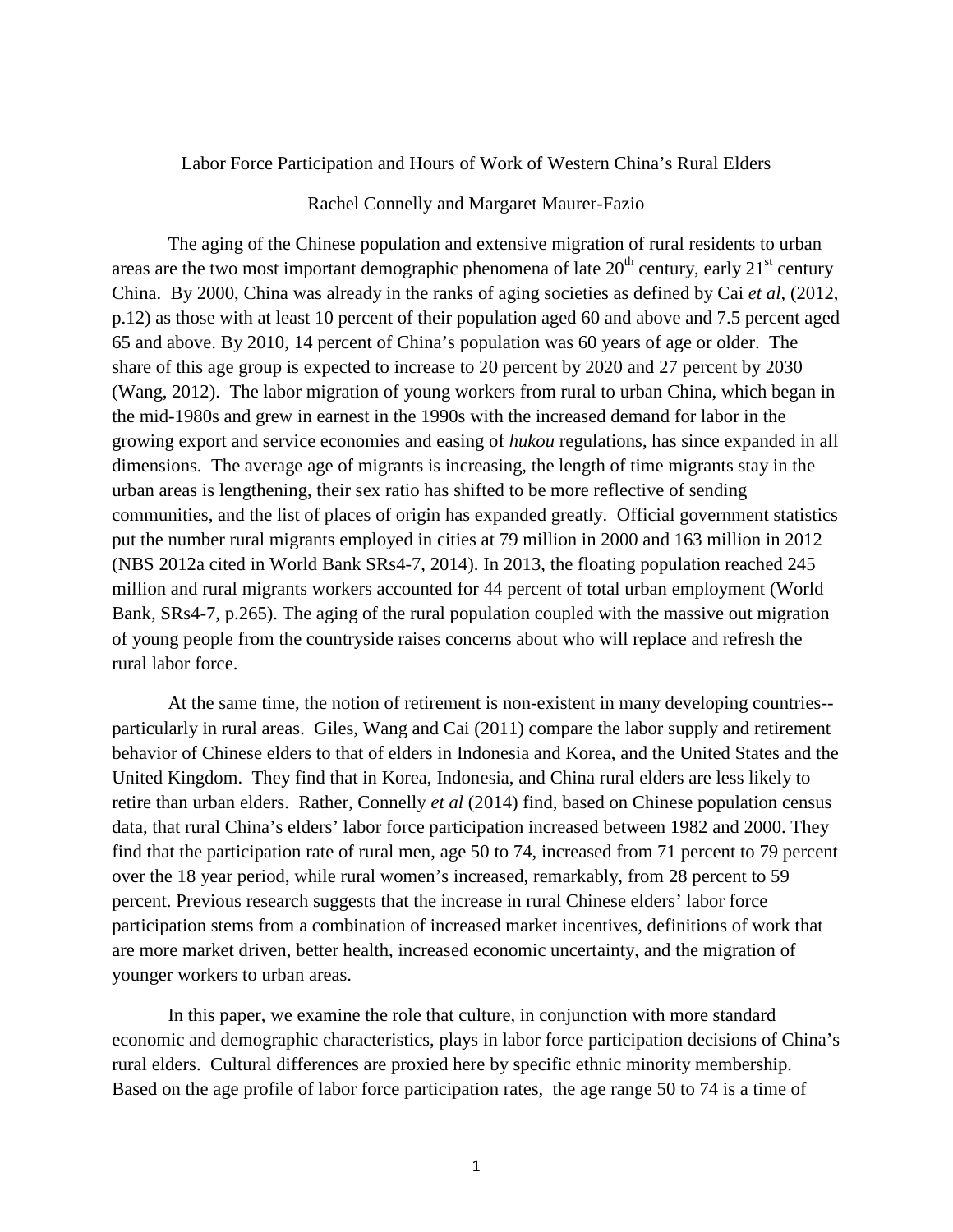Labor Force Participation and Hours of Work of Western China's Rural Elders

Rachel Connelly and Margaret Maurer-Fazio

The aging of the Chinese population and extensive migration of rural residents to urban areas are the two most important demographic phenomena of late 20$^{th}$ century, early 21$^{st}$ century China. By 2000, China was already in the ranks of aging societies as defined by Cai *et al*, (2012, p.12) as those with at least 10 percent of their population aged 60 and above and 7.5 percent aged 65 and above. By 2010, 14 percent of China's population was 60 years of age or older. The share of this age group is expected to increase to 20 percent by 2020 and 27 percent by 2030 (Wang, 2012). The labor migration of young workers from rural to urban China, which began in the mid-1980s and grew in earnest in the 1990s with the increased demand for labor in the growing export and service economies and easing of *hukou* regulations, has since expanded in all dimensions. The average age of migrants is increasing, the length of time migrants stay in the urban areas is lengthening, their sex ratio has shifted to be more reflective of sending communities, and the list of places of origin has expanded greatly. Official government statistics put the number rural migrants employed in cities at 79 million in 2000 and 163 million in 2012 (NBS 2012a cited in World Bank SRs4-7, 2014). In 2013, the floating population reached 245 million and rural migrants workers accounted for 44 percent of total urban employment (World Bank, SRs4-7, p.265). The aging of the rural population coupled with the massive out migration of young people from the countryside raises concerns about who will replace and refresh the rural labor force.

At the same time, the notion of retirement is non-existent in many developing countries--particularly in rural areas. Giles, Wang and Cai (2011) compare the labor supply and retirement behavior of Chinese elders to that of elders in Indonesia and Korea, and the United States and the United Kingdom. They find that in Korea, Indonesia, and China rural elders are less likely to retire than urban elders. Rather, Connelly *et al* (2014) find, based on Chinese population census data, that rural China's elders' labor force participation increased between 1982 and 2000. They find that the participation rate of rural men, age 50 to 74, increased from 71 percent to 79 percent over the 18 year period, while rural women's increased, remarkably, from 28 percent to 59 percent. Previous research suggests that the increase in rural Chinese elders' labor force participation stems from a combination of increased market incentives, definitions of work that are more market driven, better health, increased economic uncertainty, and the migration of younger workers to urban areas.

In this paper, we examine the role that culture, in conjunction with more standard economic and demographic characteristics, plays in labor force participation decisions of China's rural elders. Cultural differences are proxied here by specific ethnic minority membership. Based on the age profile of labor force participation rates, the age range 50 to 74 is a time of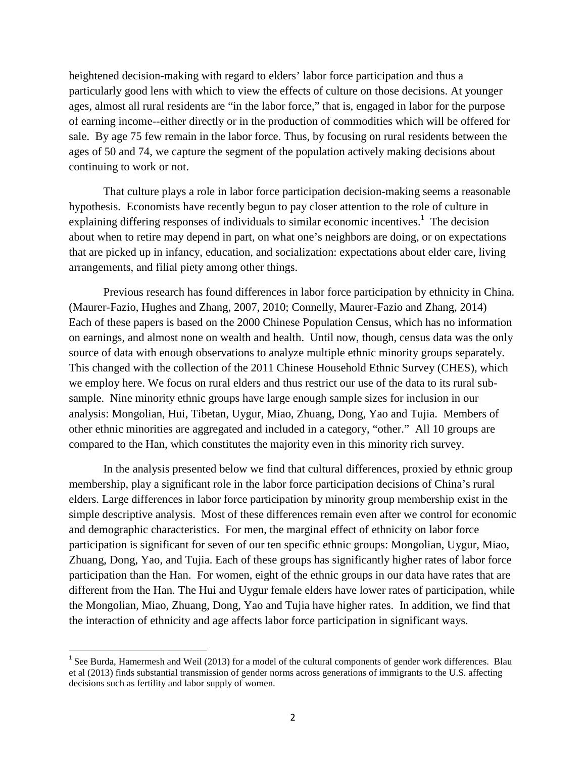heightened decision-making with regard to elders' labor force participation and thus a particularly good lens with which to view the effects of culture on those decisions. At younger ages, almost all rural residents are "in the labor force," that is, engaged in labor for the purpose of earning income--either directly or in the production of commodities which will be offered for sale. By age 75 few remain in the labor force. Thus, by focusing on rural residents between the ages of 50 and 74, we capture the segment of the population actively making decisions about continuing to work or not.

That culture plays a role in labor force participation decision-making seems a reasonable hypothesis. Economists have recently begun to pay closer attention to the role of culture in explaining differing responses of individuals to similar economic incentives.[1] The decision about when to retire may depend in part, on what one's neighbors are doing, or on expectations that are picked up in infancy, education, and socialization: expectations about elder care, living arrangements, and filial piety among other things.

Previous research has found differences in labor force participation by ethnicity in China. (Maurer-Fazio, Hughes and Zhang, 2007, 2010; Connelly, Maurer-Fazio and Zhang, 2014) Each of these papers is based on the 2000 Chinese Population Census, which has no information on earnings, and almost none on wealth and health. Until now, though, census data was the only source of data with enough observations to analyze multiple ethnic minority groups separately. This changed with the collection of the 2011 Chinese Household Ethnic Survey (CHES), which we employ here. We focus on rural elders and thus restrict our use of the data to its rural sub-sample. Nine minority ethnic groups have large enough sample sizes for inclusion in our analysis: Mongolian, Hui, Tibetan, Uygur, Miao, Zhuang, Dong, Yao and Tujia. Members of other ethnic minorities are aggregated and included in a category, "other." All 10 groups are compared to the Han, which constitutes the majority even in this minority rich survey.

In the analysis presented below we find that cultural differences, proxied by ethnic group membership, play a significant role in the labor force participation decisions of China's rural elders. Large differences in labor force participation by minority group membership exist in the simple descriptive analysis. Most of these differences remain even after we control for economic and demographic characteristics. For men, the marginal effect of ethnicity on labor force participation is significant for seven of our ten specific ethnic groups: Mongolian, Uygur, Miao, Zhuang, Dong, Yao, and Tujia. Each of these groups has significantly higher rates of labor force participation than the Han. For women, eight of the ethnic groups in our data have rates that are different from the Han. The Hui and Uygur female elders have lower rates of participation, while the Mongolian, Miao, Zhuang, Dong, Yao and Tujia have higher rates. In addition, we find that the interaction of ethnicity and age affects labor force participation in significant ways.

[1] See Burda, Hamermesh and Weil (2013) for a model of the cultural components of gender work differences. Blau et al (2013) finds substantial transmission of gender norms across generations of immigrants to the U.S. affecting decisions such as fertility and labor supply of women.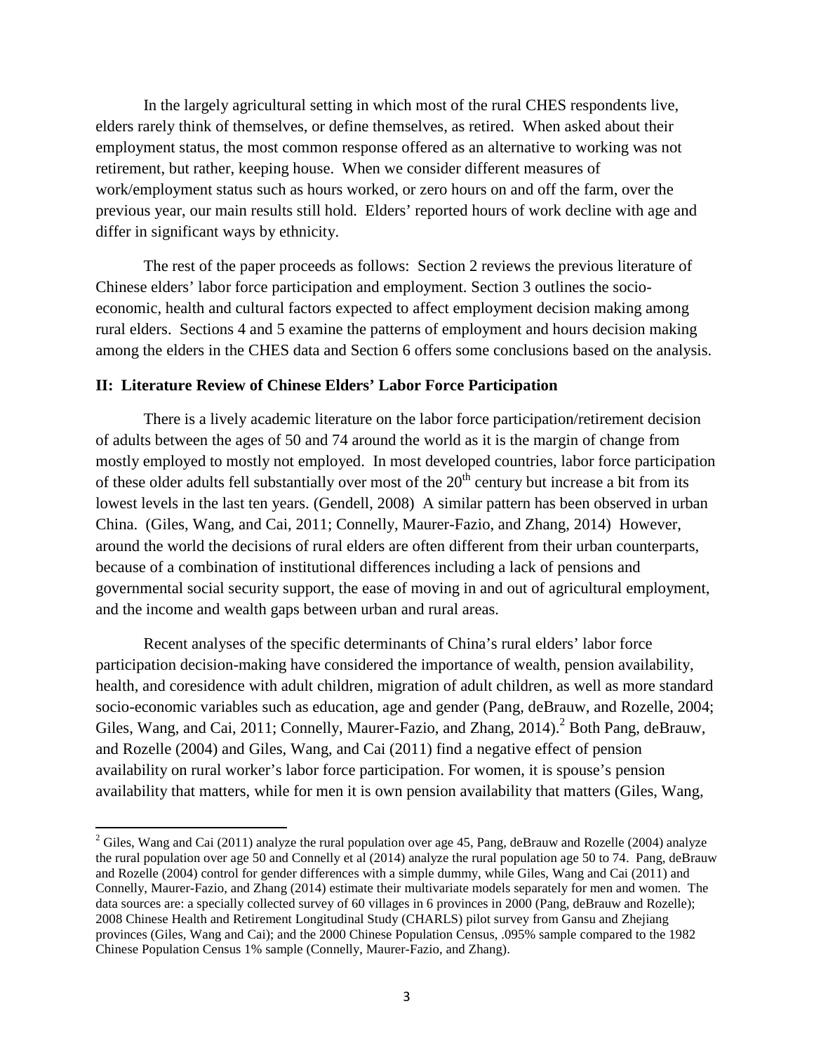In the largely agricultural setting in which most of the rural CHES respondents live, elders rarely think of themselves, or define themselves, as retired. When asked about their employment status, the most common response offered as an alternative to working was not retirement, but rather, keeping house. When we consider different measures of work/employment status such as hours worked, or zero hours on and off the farm, over the previous year, our main results still hold. Elders' reported hours of work decline with age and differ in significant ways by ethnicity.

The rest of the paper proceeds as follows: Section 2 reviews the previous literature of Chinese elders' labor force participation and employment. Section 3 outlines the socio-economic, health and cultural factors expected to affect employment decision making among rural elders. Sections 4 and 5 examine the patterns of employment and hours decision making among the elders in the CHES data and Section 6 offers some conclusions based on the analysis.

## II: Literature Review of Chinese Elders' Labor Force Participation

There is a lively academic literature on the labor force participation/retirement decision of adults between the ages of 50 and 74 around the world as it is the margin of change from mostly employed to mostly not employed. In most developed countries, labor force participation of these older adults fell substantially over most of the 20th century but increase a bit from its lowest levels in the last ten years. (Gendell, 2008) A similar pattern has been observed in urban China. (Giles, Wang, and Cai, 2011; Connelly, Maurer-Fazio, and Zhang, 2014) However, around the world the decisions of rural elders are often different from their urban counterparts, because of a combination of institutional differences including a lack of pensions and governmental social security support, the ease of moving in and out of agricultural employment, and the income and wealth gaps between urban and rural areas.

Recent analyses of the specific determinants of China's rural elders' labor force participation decision-making have considered the importance of wealth, pension availability, health, and coresidence with adult children, migration of adult children, as well as more standard socio-economic variables such as education, age and gender (Pang, deBrauw, and Rozelle, 2004; Giles, Wang, and Cai, 2011; Connelly, Maurer-Fazio, and Zhang, 2014).[2] Both Pang, deBrauw, and Rozelle (2004) and Giles, Wang, and Cai (2011) find a negative effect of pension availability on rural worker's labor force participation. For women, it is spouse's pension availability that matters, while for men it is own pension availability that matters (Giles, Wang,

[2] Giles, Wang and Cai (2011) analyze the rural population over age 45, Pang, deBrauw and Rozelle (2004) analyze the rural population over age 50 and Connelly et al (2014) analyze the rural population age 50 to 74. Pang, deBrauw and Rozelle (2004) control for gender differences with a simple dummy, while Giles, Wang and Cai (2011) and Connelly, Maurer-Fazio, and Zhang (2014) estimate their multivariate models separately for men and women. The data sources are: a specially collected survey of 60 villages in 6 provinces in 2000 (Pang, deBrauw and Rozelle); 2008 Chinese Health and Retirement Longitudinal Study (CHARLS) pilot survey from Gansu and Zhejiang provinces (Giles, Wang and Cai); and the 2000 Chinese Population Census, .095% sample compared to the 1982 Chinese Population Census 1% sample (Connelly, Maurer-Fazio, and Zhang).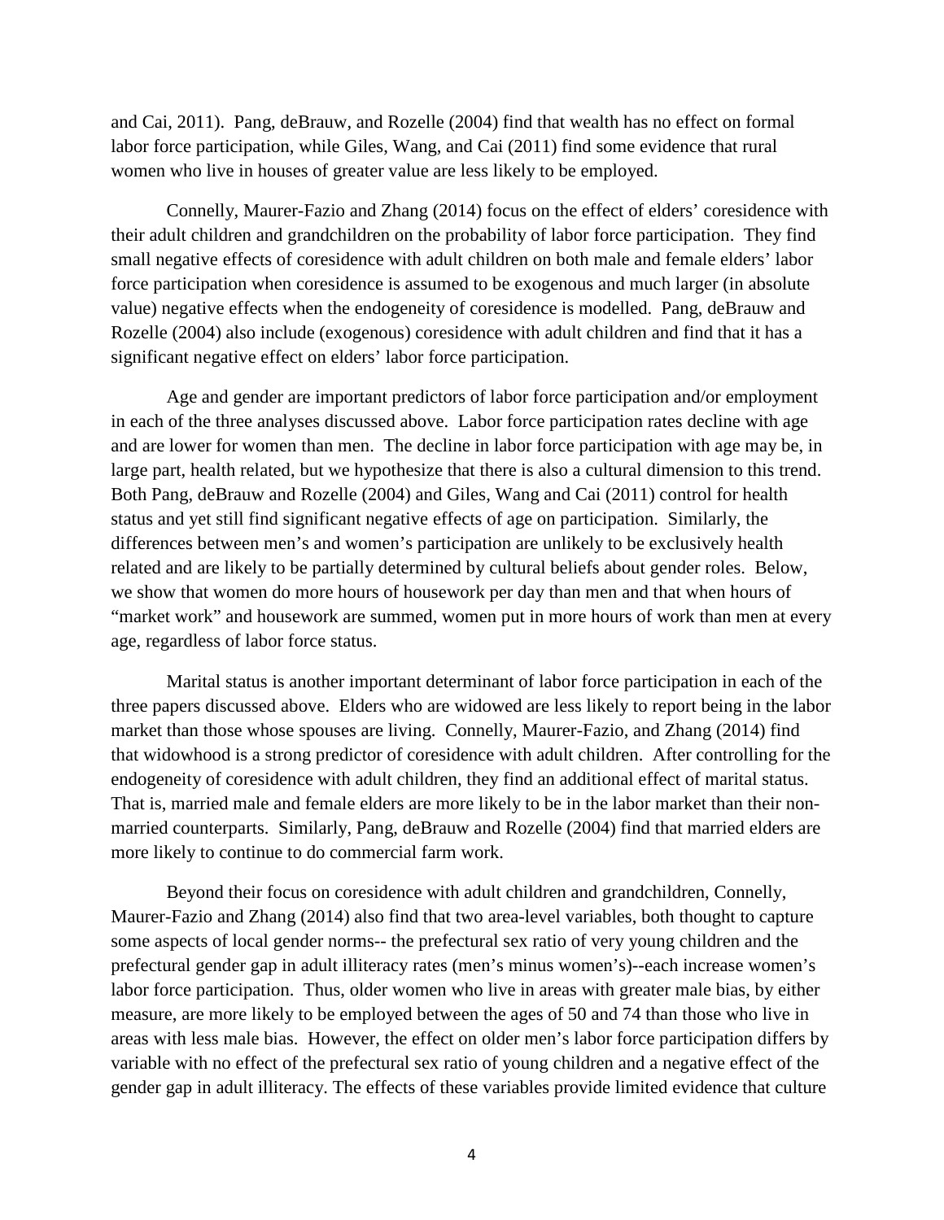and Cai, 2011). Pang, deBrauw, and Rozelle (2004) find that wealth has no effect on formal labor force participation, while Giles, Wang, and Cai (2011) find some evidence that rural women who live in houses of greater value are less likely to be employed.

Connelly, Maurer-Fazio and Zhang (2014) focus on the effect of elders' coresidence with their adult children and grandchildren on the probability of labor force participation. They find small negative effects of coresidence with adult children on both male and female elders' labor force participation when coresidence is assumed to be exogenous and much larger (in absolute value) negative effects when the endogeneity of coresidence is modelled. Pang, deBrauw and Rozelle (2004) also include (exogenous) coresidence with adult children and find that it has a significant negative effect on elders' labor force participation.

Age and gender are important predictors of labor force participation and/or employment in each of the three analyses discussed above. Labor force participation rates decline with age and are lower for women than men. The decline in labor force participation with age may be, in large part, health related, but we hypothesize that there is also a cultural dimension to this trend. Both Pang, deBrauw and Rozelle (2004) and Giles, Wang and Cai (2011) control for health status and yet still find significant negative effects of age on participation. Similarly, the differences between men's and women's participation are unlikely to be exclusively health related and are likely to be partially determined by cultural beliefs about gender roles. Below, we show that women do more hours of housework per day than men and that when hours of "market work" and housework are summed, women put in more hours of work than men at every age, regardless of labor force status.

Marital status is another important determinant of labor force participation in each of the three papers discussed above. Elders who are widowed are less likely to report being in the labor market than those whose spouses are living. Connelly, Maurer-Fazio, and Zhang (2014) find that widowhood is a strong predictor of coresidence with adult children. After controlling for the endogeneity of coresidence with adult children, they find an additional effect of marital status. That is, married male and female elders are more likely to be in the labor market than their non-married counterparts. Similarly, Pang, deBrauw and Rozelle (2004) find that married elders are more likely to continue to do commercial farm work.

Beyond their focus on coresidence with adult children and grandchildren, Connelly, Maurer-Fazio and Zhang (2014) also find that two area-level variables, both thought to capture some aspects of local gender norms-- the prefectural sex ratio of very young children and the prefectural gender gap in adult illiteracy rates (men's minus women's)--each increase women's labor force participation. Thus, older women who live in areas with greater male bias, by either measure, are more likely to be employed between the ages of 50 and 74 than those who live in areas with less male bias. However, the effect on older men's labor force participation differs by variable with no effect of the prefectural sex ratio of young children and a negative effect of the gender gap in adult illiteracy. The effects of these variables provide limited evidence that culture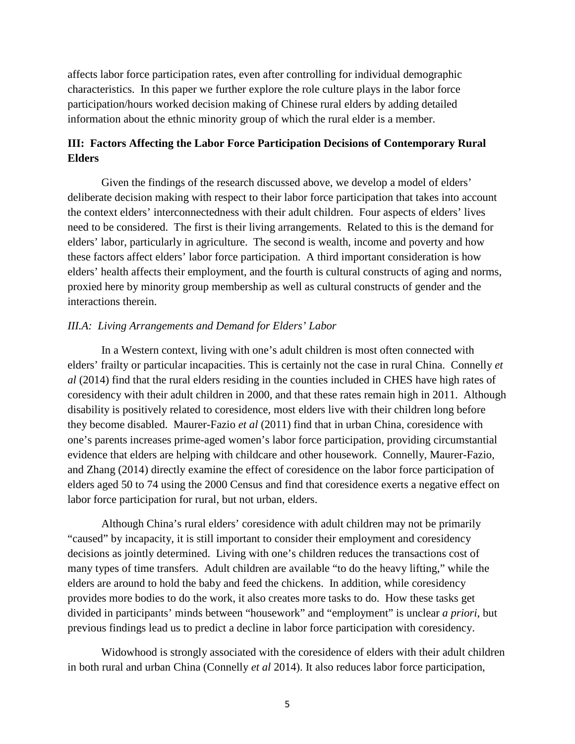affects labor force participation rates, even after controlling for individual demographic characteristics. In this paper we further explore the role culture plays in the labor force participation/hours worked decision making of Chinese rural elders by adding detailed information about the ethnic minority group of which the rural elder is a member.

## III: Factors Affecting the Labor Force Participation Decisions of Contemporary Rural Elders

Given the findings of the research discussed above, we develop a model of elders' deliberate decision making with respect to their labor force participation that takes into account the context elders' interconnectedness with their adult children. Four aspects of elders' lives need to be considered. The first is their living arrangements. Related to this is the demand for elders' labor, particularly in agriculture. The second is wealth, income and poverty and how these factors affect elders' labor force participation. A third important consideration is how elders' health affects their employment, and the fourth is cultural constructs of aging and norms, proxied here by minority group membership as well as cultural constructs of gender and the interactions therein.

### *III.A: Living Arrangements and Demand for Elders' Labor*

In a Western context, living with one's adult children is most often connected with elders' frailty or particular incapacities. This is certainly not the case in rural China. Connelly *et al* (2014) find that the rural elders residing in the counties included in CHES have high rates of coresidency with their adult children in 2000, and that these rates remain high in 2011. Although disability is positively related to coresidence, most elders live with their children long before they become disabled. Maurer-Fazio *et al* (2011) find that in urban China, coresidence with one's parents increases prime-aged women's labor force participation, providing circumstantial evidence that elders are helping with childcare and other housework. Connelly, Maurer-Fazio, and Zhang (2014) directly examine the effect of coresidence on the labor force participation of elders aged 50 to 74 using the 2000 Census and find that coresidence exerts a negative effect on labor force participation for rural, but not urban, elders.

Although China's rural elders' coresidence with adult children may not be primarily "caused" by incapacity, it is still important to consider their employment and coresidency decisions as jointly determined. Living with one's children reduces the transactions cost of many types of time transfers. Adult children are available "to do the heavy lifting," while the elders are around to hold the baby and feed the chickens. In addition, while coresidency provides more bodies to do the work, it also creates more tasks to do. How these tasks get divided in participants' minds between "housework" and "employment" is unclear *a priori*, but previous findings lead us to predict a decline in labor force participation with coresidency.

Widowhood is strongly associated with the coresidence of elders with their adult children in both rural and urban China (Connelly *et al* 2014). It also reduces labor force participation,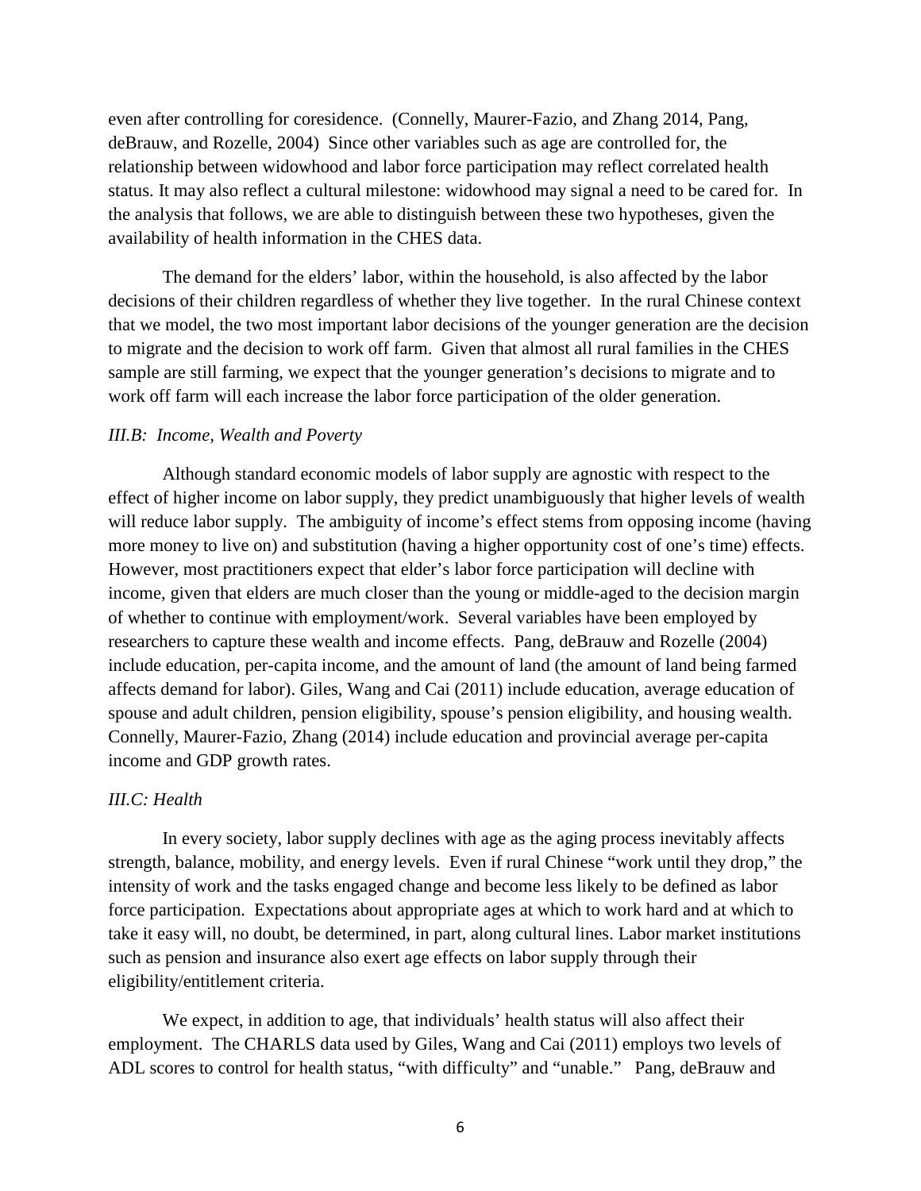even after controlling for coresidence. (Connelly, Maurer-Fazio, and Zhang 2014, Pang, deBrauw, and Rozelle, 2004) Since other variables such as age are controlled for, the relationship between widowhood and labor force participation may reflect correlated health status. It may also reflect a cultural milestone: widowhood may signal a need to be cared for. In the analysis that follows, we are able to distinguish between these two hypotheses, given the availability of health information in the CHES data.

The demand for the elders' labor, within the household, is also affected by the labor decisions of their children regardless of whether they live together. In the rural Chinese context that we model, the two most important labor decisions of the younger generation are the decision to migrate and the decision to work off farm. Given that almost all rural families in the CHES sample are still farming, we expect that the younger generation's decisions to migrate and to work off farm will each increase the labor force participation of the older generation.

### *III.B: Income, Wealth and Poverty*

Although standard economic models of labor supply are agnostic with respect to the effect of higher income on labor supply, they predict unambiguously that higher levels of wealth will reduce labor supply. The ambiguity of income's effect stems from opposing income (having more money to live on) and substitution (having a higher opportunity cost of one's time) effects. However, most practitioners expect that elder's labor force participation will decline with income, given that elders are much closer than the young or middle-aged to the decision margin of whether to continue with employment/work. Several variables have been employed by researchers to capture these wealth and income effects. Pang, deBrauw and Rozelle (2004) include education, per-capita income, and the amount of land (the amount of land being farmed affects demand for labor). Giles, Wang and Cai (2011) include education, average education of spouse and adult children, pension eligibility, spouse's pension eligibility, and housing wealth. Connelly, Maurer-Fazio, Zhang (2014) include education and provincial average per-capita income and GDP growth rates.

### *III.C: Health*

In every society, labor supply declines with age as the aging process inevitably affects strength, balance, mobility, and energy levels. Even if rural Chinese "work until they drop," the intensity of work and the tasks engaged change and become less likely to be defined as labor force participation. Expectations about appropriate ages at which to work hard and at which to take it easy will, no doubt, be determined, in part, along cultural lines. Labor market institutions such as pension and insurance also exert age effects on labor supply through their eligibility/entitlement criteria.

We expect, in addition to age, that individuals' health status will also affect their employment. The CHARLS data used by Giles, Wang and Cai (2011) employs two levels of ADL scores to control for health status, "with difficulty" and "unable." Pang, deBrauw and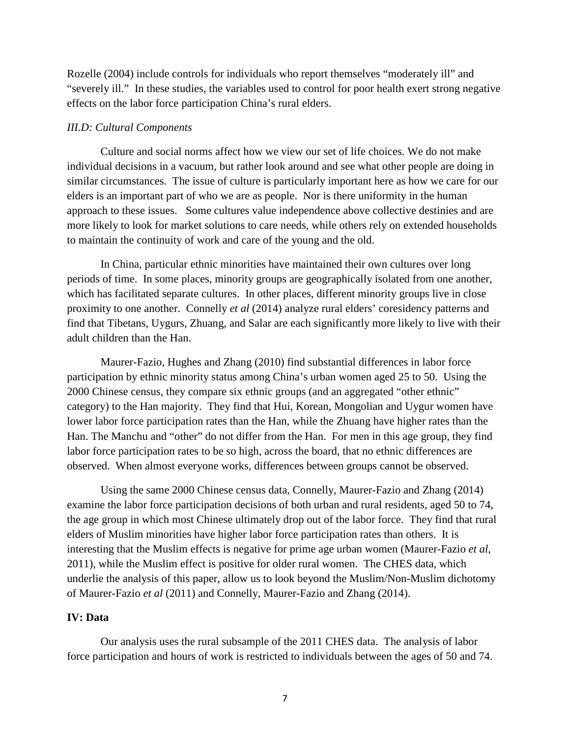Rozelle (2004) include controls for individuals who report themselves "moderately ill" and "severely ill." In these studies, the variables used to control for poor health exert strong negative effects on the labor force participation China's rural elders.

### *III.D: Cultural Components*

Culture and social norms affect how we view our set of life choices. We do not make individual decisions in a vacuum, but rather look around and see what other people are doing in similar circumstances. The issue of culture is particularly important here as how we care for our elders is an important part of who we are as people. Nor is there uniformity in the human approach to these issues. Some cultures value independence above collective destinies and are more likely to look for market solutions to care needs, while others rely on extended households to maintain the continuity of work and care of the young and the old.

In China, particular ethnic minorities have maintained their own cultures over long periods of time. In some places, minority groups are geographically isolated from one another, which has facilitated separate cultures. In other places, different minority groups live in close proximity to one another. Connelly *et al* (2014) analyze rural elders' coresidency patterns and find that Tibetans, Uygurs, Zhuang, and Salar are each significantly more likely to live with their adult children than the Han.

Maurer-Fazio, Hughes and Zhang (2010) find substantial differences in labor force participation by ethnic minority status among China's urban women aged 25 to 50. Using the 2000 Chinese census, they compare six ethnic groups (and an aggregated "other ethnic" category) to the Han majority. They find that Hui, Korean, Mongolian and Uygur women have lower labor force participation rates than the Han, while the Zhuang have higher rates than the Han. The Manchu and "other" do not differ from the Han. For men in this age group, they find labor force participation rates to be so high, across the board, that no ethnic differences are observed. When almost everyone works, differences between groups cannot be observed.

Using the same 2000 Chinese census data, Connelly, Maurer-Fazio and Zhang (2014) examine the labor force participation decisions of both urban and rural residents, aged 50 to 74, the age group in which most Chinese ultimately drop out of the labor force. They find that rural elders of Muslim minorities have higher labor force participation rates than others. It is interesting that the Muslim effects is negative for prime age urban women (Maurer-Fazio *et al*, 2011), while the Muslim effect is positive for older rural women. The CHES data, which underlie the analysis of this paper, allow us to look beyond the Muslim/Non-Muslim dichotomy of Maurer-Fazio *et al* (2011) and Connelly, Maurer-Fazio and Zhang (2014).

## IV: Data

Our analysis uses the rural subsample of the 2011 CHES data. The analysis of labor force participation and hours of work is restricted to individuals between the ages of 50 and 74.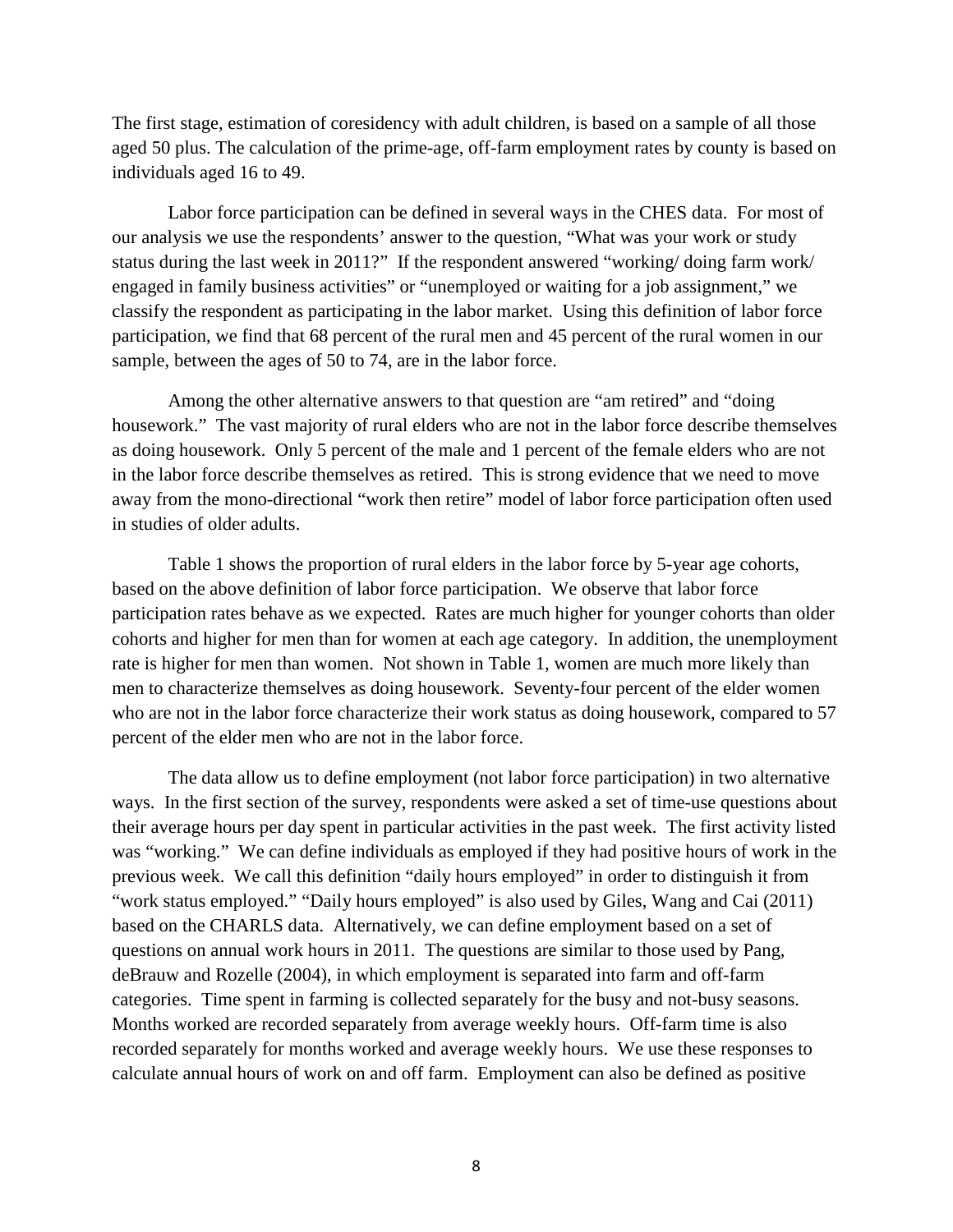The first stage, estimation of coresidency with adult children, is based on a sample of all those aged 50 plus. The calculation of the prime-age, off-farm employment rates by county is based on individuals aged 16 to 49.

Labor force participation can be defined in several ways in the CHES data. For most of our analysis we use the respondents' answer to the question, "What was your work or study status during the last week in 2011?" If the respondent answered "working/ doing farm work/ engaged in family business activities" or "unemployed or waiting for a job assignment," we classify the respondent as participating in the labor market. Using this definition of labor force participation, we find that 68 percent of the rural men and 45 percent of the rural women in our sample, between the ages of 50 to 74, are in the labor force.

Among the other alternative answers to that question are "am retired" and "doing housework." The vast majority of rural elders who are not in the labor force describe themselves as doing housework. Only 5 percent of the male and 1 percent of the female elders who are not in the labor force describe themselves as retired. This is strong evidence that we need to move away from the mono-directional "work then retire" model of labor force participation often used in studies of older adults.

Table 1 shows the proportion of rural elders in the labor force by 5-year age cohorts, based on the above definition of labor force participation. We observe that labor force participation rates behave as we expected. Rates are much higher for younger cohorts than older cohorts and higher for men than for women at each age category. In addition, the unemployment rate is higher for men than women. Not shown in Table 1, women are much more likely than men to characterize themselves as doing housework. Seventy-four percent of the elder women who are not in the labor force characterize their work status as doing housework, compared to 57 percent of the elder men who are not in the labor force.

The data allow us to define employment (not labor force participation) in two alternative ways. In the first section of the survey, respondents were asked a set of time-use questions about their average hours per day spent in particular activities in the past week. The first activity listed was "working." We can define individuals as employed if they had positive hours of work in the previous week. We call this definition "daily hours employed" in order to distinguish it from "work status employed." "Daily hours employed" is also used by Giles, Wang and Cai (2011) based on the CHARLS data. Alternatively, we can define employment based on a set of questions on annual work hours in 2011. The questions are similar to those used by Pang, deBrauw and Rozelle (2004), in which employment is separated into farm and off-farm categories. Time spent in farming is collected separately for the busy and not-busy seasons. Months worked are recorded separately from average weekly hours. Off-farm time is also recorded separately for months worked and average weekly hours. We use these responses to calculate annual hours of work on and off farm. Employment can also be defined as positive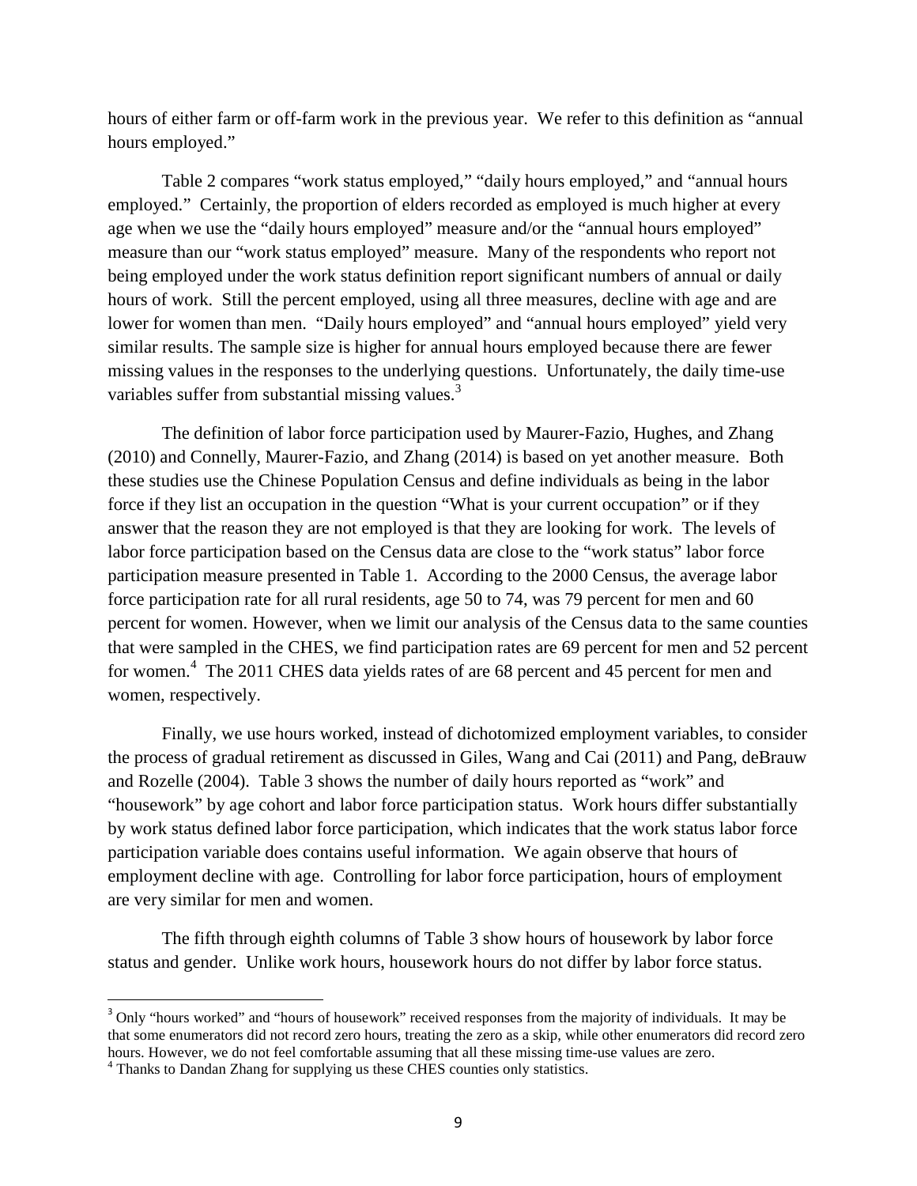hours of either farm or off-farm work in the previous year. We refer to this definition as "annual hours employed."

Table 2 compares "work status employed," "daily hours employed," and "annual hours employed." Certainly, the proportion of elders recorded as employed is much higher at every age when we use the "daily hours employed" measure and/or the "annual hours employed" measure than our "work status employed" measure. Many of the respondents who report not being employed under the work status definition report significant numbers of annual or daily hours of work. Still the percent employed, using all three measures, decline with age and are lower for women than men. "Daily hours employed" and "annual hours employed" yield very similar results. The sample size is higher for annual hours employed because there are fewer missing values in the responses to the underlying questions. Unfortunately, the daily time-use variables suffer from substantial missing values.[3]

The definition of labor force participation used by Maurer-Fazio, Hughes, and Zhang (2010) and Connelly, Maurer-Fazio, and Zhang (2014) is based on yet another measure. Both these studies use the Chinese Population Census and define individuals as being in the labor force if they list an occupation in the question "What is your current occupation" or if they answer that the reason they are not employed is that they are looking for work. The levels of labor force participation based on the Census data are close to the "work status" labor force participation measure presented in Table 1. According to the 2000 Census, the average labor force participation rate for all rural residents, age 50 to 74, was 79 percent for men and 60 percent for women. However, when we limit our analysis of the Census data to the same counties that were sampled in the CHES, we find participation rates are 69 percent for men and 52 percent for women.[4] The 2011 CHES data yields rates of are 68 percent and 45 percent for men and women, respectively.

Finally, we use hours worked, instead of dichotomized employment variables, to consider the process of gradual retirement as discussed in Giles, Wang and Cai (2011) and Pang, deBrauw and Rozelle (2004). Table 3 shows the number of daily hours reported as "work" and "housework" by age cohort and labor force participation status. Work hours differ substantially by work status defined labor force participation, which indicates that the work status labor force participation variable does contains useful information. We again observe that hours of employment decline with age. Controlling for labor force participation, hours of employment are very similar for men and women.

The fifth through eighth columns of Table 3 show hours of housework by labor force status and gender. Unlike work hours, housework hours do not differ by labor force status.

[3] Only "hours worked" and "hours of housework" received responses from the majority of individuals. It may be that some enumerators did not record zero hours, treating the zero as a skip, while other enumerators did record zero hours. However, we do not feel comfortable assuming that all these missing time-use values are zero.

[4] Thanks to Dandan Zhang for supplying us these CHES counties only statistics.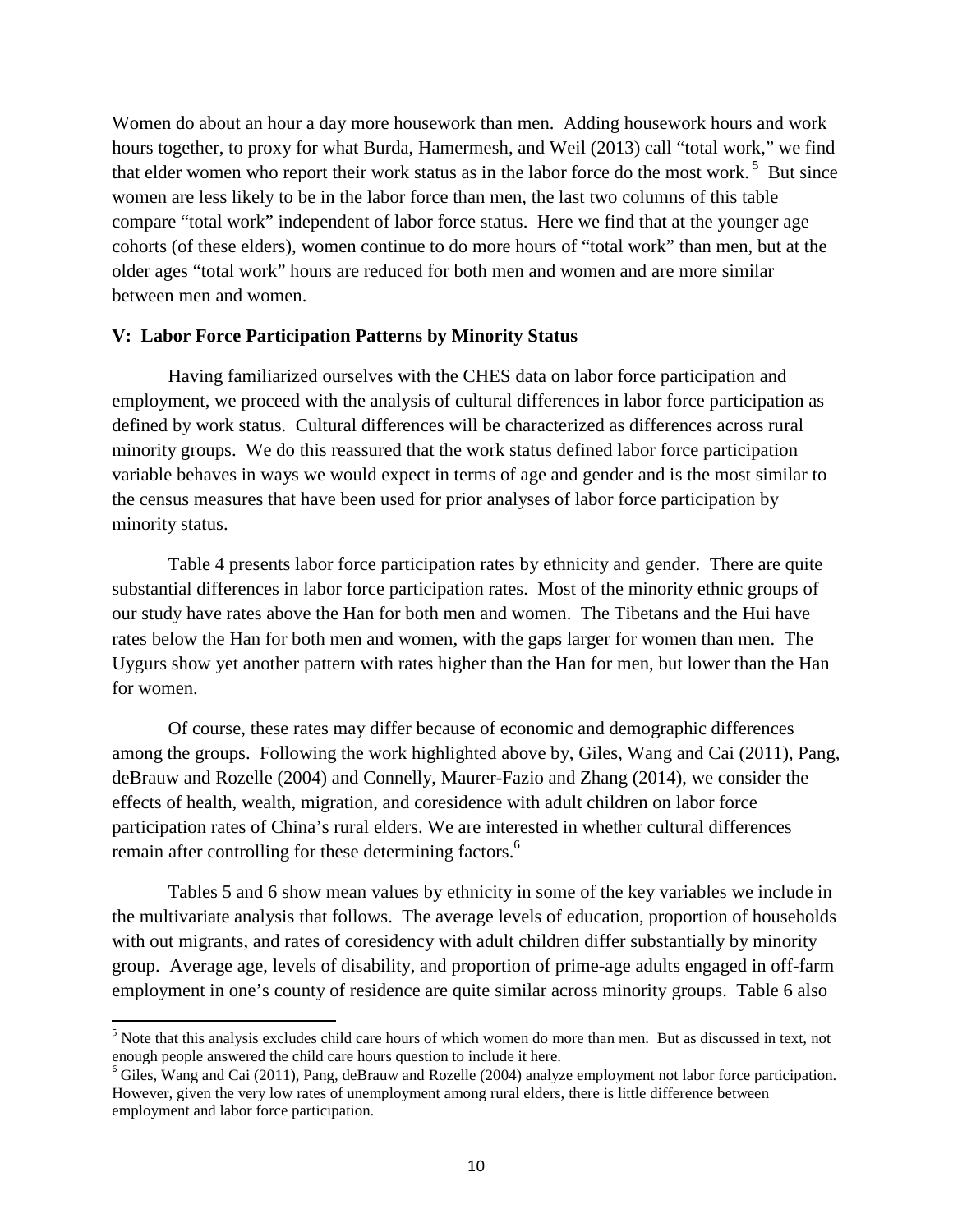Women do about an hour a day more housework than men. Adding housework hours and work hours together, to proxy for what Burda, Hamermesh, and Weil (2013) call "total work," we find that elder women who report their work status as in the labor force do the most work.[5] But since women are less likely to be in the labor force than men, the last two columns of this table compare "total work" independent of labor force status. Here we find that at the younger age cohorts (of these elders), women continue to do more hours of "total work" than men, but at the older ages "total work" hours are reduced for both men and women and are more similar between men and women.

### V: Labor Force Participation Patterns by Minority Status

Having familiarized ourselves with the CHES data on labor force participation and employment, we proceed with the analysis of cultural differences in labor force participation as defined by work status. Cultural differences will be characterized as differences across rural minority groups. We do this reassured that the work status defined labor force participation variable behaves in ways we would expect in terms of age and gender and is the most similar to the census measures that have been used for prior analyses of labor force participation by minority status.

Table 4 presents labor force participation rates by ethnicity and gender. There are quite substantial differences in labor force participation rates. Most of the minority ethnic groups of our study have rates above the Han for both men and women. The Tibetans and the Hui have rates below the Han for both men and women, with the gaps larger for women than men. The Uygurs show yet another pattern with rates higher than the Han for men, but lower than the Han for women.

Of course, these rates may differ because of economic and demographic differences among the groups. Following the work highlighted above by, Giles, Wang and Cai (2011), Pang, deBrauw and Rozelle (2004) and Connelly, Maurer-Fazio and Zhang (2014), we consider the effects of health, wealth, migration, and coresidence with adult children on labor force participation rates of China's rural elders. We are interested in whether cultural differences remain after controlling for these determining factors.[6]

Tables 5 and 6 show mean values by ethnicity in some of the key variables we include in the multivariate analysis that follows. The average levels of education, proportion of households with out migrants, and rates of coresidency with adult children differ substantially by minority group. Average age, levels of disability, and proportion of prime-age adults engaged in off-farm employment in one's county of residence are quite similar across minority groups. Table 6 also

[5] Note that this analysis excludes child care hours of which women do more than men. But as discussed in text, not enough people answered the child care hours question to include it here.

[6] Giles, Wang and Cai (2011), Pang, deBrauw and Rozelle (2004) analyze employment not labor force participation. However, given the very low rates of unemployment among rural elders, there is little difference between employment and labor force participation.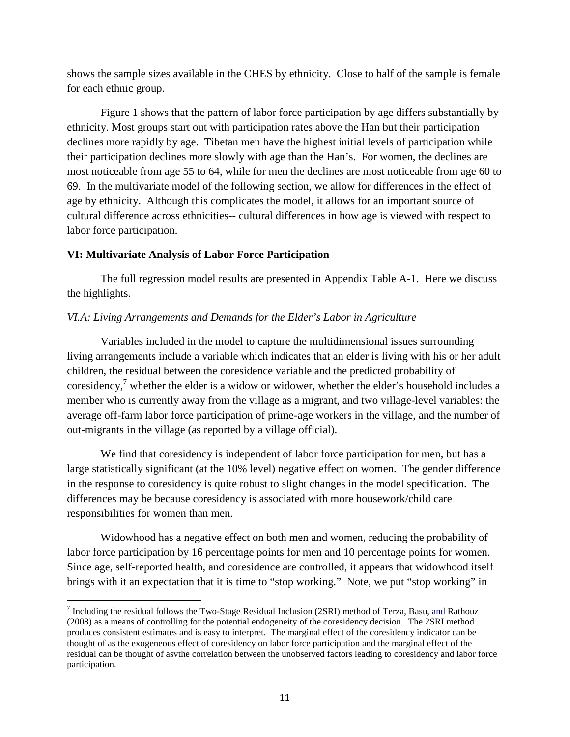shows the sample sizes available in the CHES by ethnicity. Close to half of the sample is female for each ethnic group.

Figure 1 shows that the pattern of labor force participation by age differs substantially by ethnicity. Most groups start out with participation rates above the Han but their participation declines more rapidly by age. Tibetan men have the highest initial levels of participation while their participation declines more slowly with age than the Han's. For women, the declines are most noticeable from age 55 to 64, while for men the declines are most noticeable from age 60 to 69. In the multivariate model of the following section, we allow for differences in the effect of age by ethnicity. Although this complicates the model, it allows for an important source of cultural difference across ethnicities-- cultural differences in how age is viewed with respect to labor force participation.

**VI: Multivariate Analysis of Labor Force Participation**

The full regression model results are presented in Appendix Table A-1. Here we discuss the highlights.

*VI.A: Living Arrangements and Demands for the Elder's Labor in Agriculture*

Variables included in the model to capture the multidimensional issues surrounding living arrangements include a variable which indicates that an elder is living with his or her adult children, the residual between the coresidence variable and the predicted probability of coresidency,[7] whether the elder is a widow or widower, whether the elder's household includes a member who is currently away from the village as a migrant, and two village-level variables: the average off-farm labor force participation of prime-age workers in the village, and the number of out-migrants in the village (as reported by a village official).

We find that coresidency is independent of labor force participation for men, but has a large statistically significant (at the 10% level) negative effect on women. The gender difference in the response to coresidency is quite robust to slight changes in the model specification. The differences may be because coresidency is associated with more housework/child care responsibilities for women than men.

Widowhood has a negative effect on both men and women, reducing the probability of labor force participation by 16 percentage points for men and 10 percentage points for women. Since age, self-reported health, and coresidence are controlled, it appears that widowhood itself brings with it an expectation that it is time to "stop working." Note, we put "stop working" in

[7] Including the residual follows the Two-Stage Residual Inclusion (2SRI) method of Terza, Basu, and Rathouz (2008) as a means of controlling for the potential endogeneity of the coresidency decision. The 2SRI method produces consistent estimates and is easy to interpret. The marginal effect of the coresidency indicator can be thought of as the exogeneous effect of coresidency on labor force participation and the marginal effect of the residual can be thought of asvthe correlation between the unobserved factors leading to coresidency and labor force participation.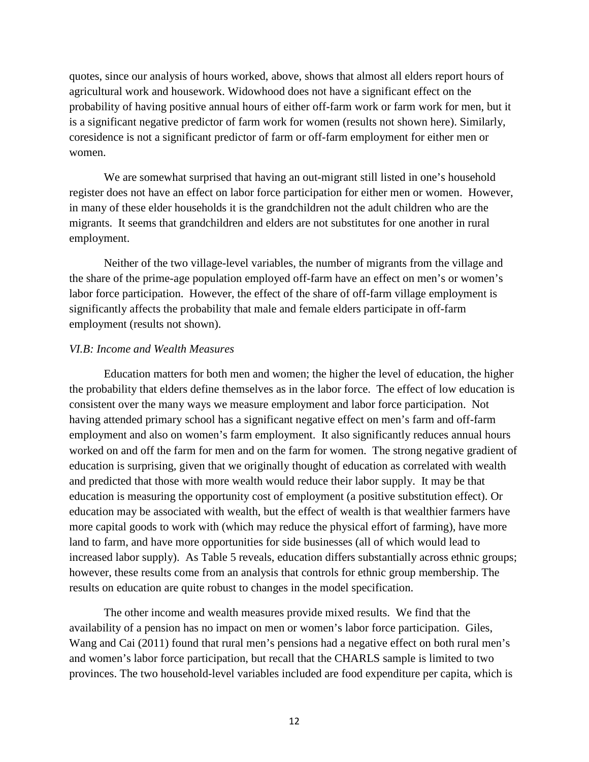quotes, since our analysis of hours worked, above, shows that almost all elders report hours of agricultural work and housework. Widowhood does not have a significant effect on the probability of having positive annual hours of either off-farm work or farm work for men, but it is a significant negative predictor of farm work for women (results not shown here). Similarly, coresidence is not a significant predictor of farm or off-farm employment for either men or women.

We are somewhat surprised that having an out-migrant still listed in one's household register does not have an effect on labor force participation for either men or women. However, in many of these elder households it is the grandchildren not the adult children who are the migrants. It seems that grandchildren and elders are not substitutes for one another in rural employment.

Neither of the two village-level variables, the number of migrants from the village and the share of the prime-age population employed off-farm have an effect on men's or women's labor force participation. However, the effect of the share of off-farm village employment is significantly affects the probability that male and female elders participate in off-farm employment (results not shown).

### *VI.B: Income and Wealth Measures*

Education matters for both men and women; the higher the level of education, the higher the probability that elders define themselves as in the labor force. The effect of low education is consistent over the many ways we measure employment and labor force participation. Not having attended primary school has a significant negative effect on men's farm and off-farm employment and also on women's farm employment. It also significantly reduces annual hours worked on and off the farm for men and on the farm for women. The strong negative gradient of education is surprising, given that we originally thought of education as correlated with wealth and predicted that those with more wealth would reduce their labor supply. It may be that education is measuring the opportunity cost of employment (a positive substitution effect). Or education may be associated with wealth, but the effect of wealth is that wealthier farmers have more capital goods to work with (which may reduce the physical effort of farming), have more land to farm, and have more opportunities for side businesses (all of which would lead to increased labor supply). As Table 5 reveals, education differs substantially across ethnic groups; however, these results come from an analysis that controls for ethnic group membership. The results on education are quite robust to changes in the model specification.

The other income and wealth measures provide mixed results. We find that the availability of a pension has no impact on men or women's labor force participation. Giles, Wang and Cai (2011) found that rural men's pensions had a negative effect on both rural men's and women's labor force participation, but recall that the CHARLS sample is limited to two provinces. The two household-level variables included are food expenditure per capita, which is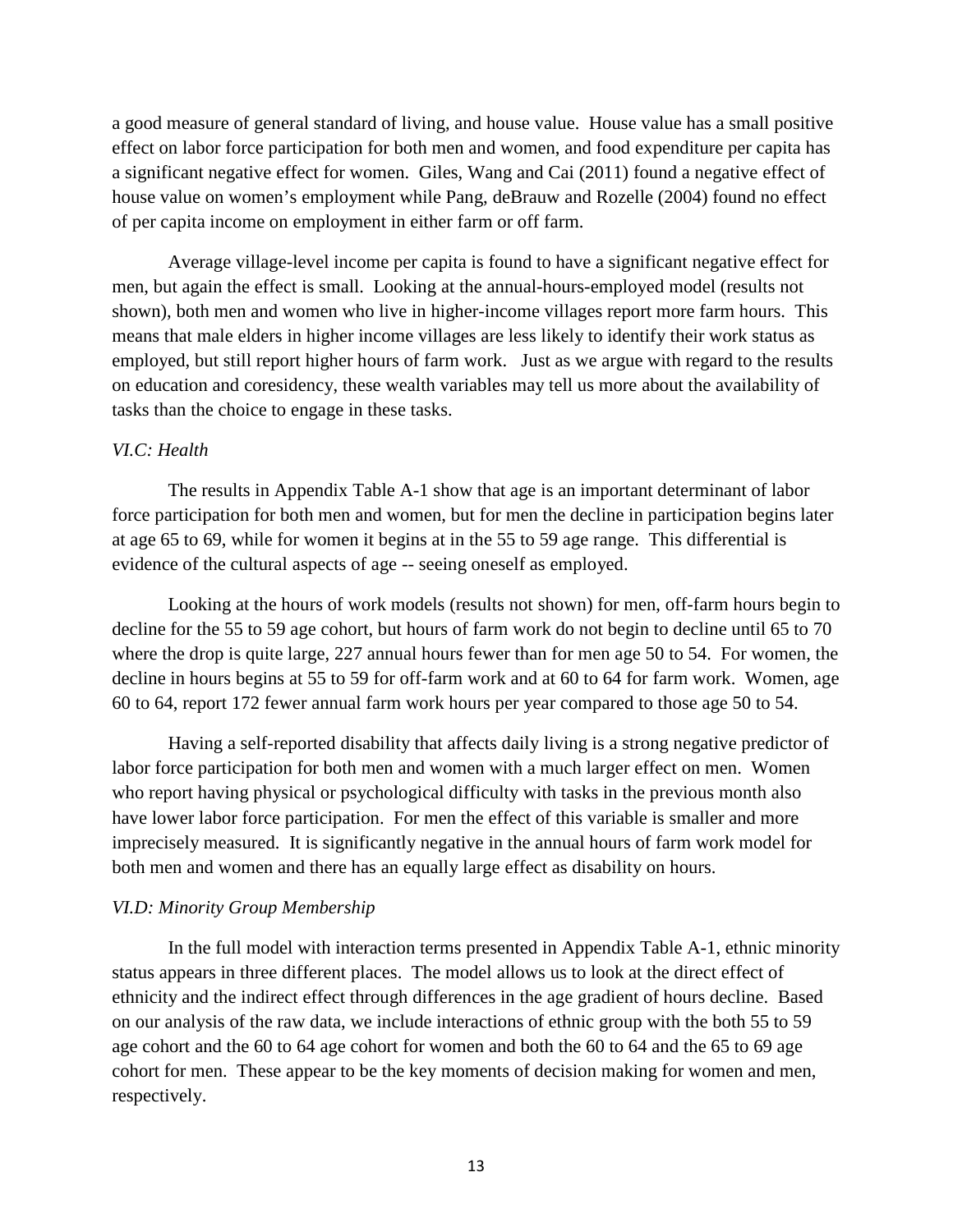a good measure of general standard of living, and house value. House value has a small positive effect on labor force participation for both men and women, and food expenditure per capita has a significant negative effect for women. Giles, Wang and Cai (2011) found a negative effect of house value on women's employment while Pang, deBrauw and Rozelle (2004) found no effect of per capita income on employment in either farm or off farm.

Average village-level income per capita is found to have a significant negative effect for men, but again the effect is small. Looking at the annual-hours-employed model (results not shown), both men and women who live in higher-income villages report more farm hours. This means that male elders in higher income villages are less likely to identify their work status as employed, but still report higher hours of farm work. Just as we argue with regard to the results on education and coresidency, these wealth variables may tell us more about the availability of tasks than the choice to engage in these tasks.

*VI.C: Health*

The results in Appendix Table A-1 show that age is an important determinant of labor force participation for both men and women, but for men the decline in participation begins later at age 65 to 69, while for women it begins at in the 55 to 59 age range. This differential is evidence of the cultural aspects of age -- seeing oneself as employed.

Looking at the hours of work models (results not shown) for men, off-farm hours begin to decline for the 55 to 59 age cohort, but hours of farm work do not begin to decline until 65 to 70 where the drop is quite large, 227 annual hours fewer than for men age 50 to 54. For women, the decline in hours begins at 55 to 59 for off-farm work and at 60 to 64 for farm work. Women, age 60 to 64, report 172 fewer annual farm work hours per year compared to those age 50 to 54.

Having a self-reported disability that affects daily living is a strong negative predictor of labor force participation for both men and women with a much larger effect on men. Women who report having physical or psychological difficulty with tasks in the previous month also have lower labor force participation. For men the effect of this variable is smaller and more imprecisely measured. It is significantly negative in the annual hours of farm work model for both men and women and there has an equally large effect as disability on hours.

*VI.D: Minority Group Membership*

In the full model with interaction terms presented in Appendix Table A-1, ethnic minority status appears in three different places. The model allows us to look at the direct effect of ethnicity and the indirect effect through differences in the age gradient of hours decline. Based on our analysis of the raw data, we include interactions of ethnic group with the both 55 to 59 age cohort and the 60 to 64 age cohort for women and both the 60 to 64 and the 65 to 69 age cohort for men. These appear to be the key moments of decision making for women and men, respectively.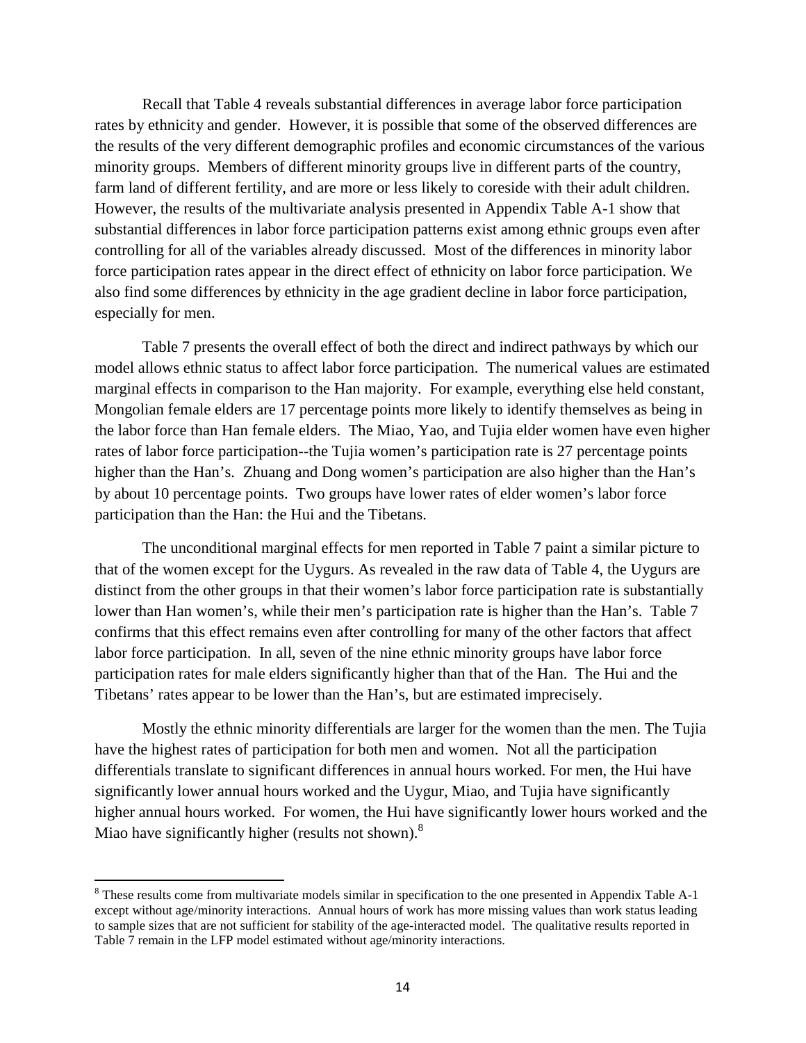Recall that Table 4 reveals substantial differences in average labor force participation rates by ethnicity and gender. However, it is possible that some of the observed differences are the results of the very different demographic profiles and economic circumstances of the various minority groups. Members of different minority groups live in different parts of the country, farm land of different fertility, and are more or less likely to coreside with their adult children. However, the results of the multivariate analysis presented in Appendix Table A-1 show that substantial differences in labor force participation patterns exist among ethnic groups even after controlling for all of the variables already discussed. Most of the differences in minority labor force participation rates appear in the direct effect of ethnicity on labor force participation. We also find some differences by ethnicity in the age gradient decline in labor force participation, especially for men.

Table 7 presents the overall effect of both the direct and indirect pathways by which our model allows ethnic status to affect labor force participation. The numerical values are estimated marginal effects in comparison to the Han majority. For example, everything else held constant, Mongolian female elders are 17 percentage points more likely to identify themselves as being in the labor force than Han female elders. The Miao, Yao, and Tujia elder women have even higher rates of labor force participation--the Tujia women's participation rate is 27 percentage points higher than the Han's. Zhuang and Dong women's participation are also higher than the Han's by about 10 percentage points. Two groups have lower rates of elder women's labor force participation than the Han: the Hui and the Tibetans.

The unconditional marginal effects for men reported in Table 7 paint a similar picture to that of the women except for the Uygurs. As revealed in the raw data of Table 4, the Uygurs are distinct from the other groups in that their women's labor force participation rate is substantially lower than Han women's, while their men's participation rate is higher than the Han's. Table 7 confirms that this effect remains even after controlling for many of the other factors that affect labor force participation. In all, seven of the nine ethnic minority groups have labor force participation rates for male elders significantly higher than that of the Han. The Hui and the Tibetans' rates appear to be lower than the Han's, but are estimated imprecisely.

Mostly the ethnic minority differentials are larger for the women than the men. The Tujia have the highest rates of participation for both men and women. Not all the participation differentials translate to significant differences in annual hours worked. For men, the Hui have significantly lower annual hours worked and the Uygur, Miao, and Tujia have significantly higher annual hours worked. For women, the Hui have significantly lower hours worked and the Miao have significantly higher (results not shown).[8]

---

[8] These results come from multivariate models similar in specification to the one presented in Appendix Table A-1 except without age/minority interactions. Annual hours of work has more missing values than work status leading to sample sizes that are not sufficient for stability of the age-interacted model. The qualitative results reported in Table 7 remain in the LFP model estimated without age/minority interactions.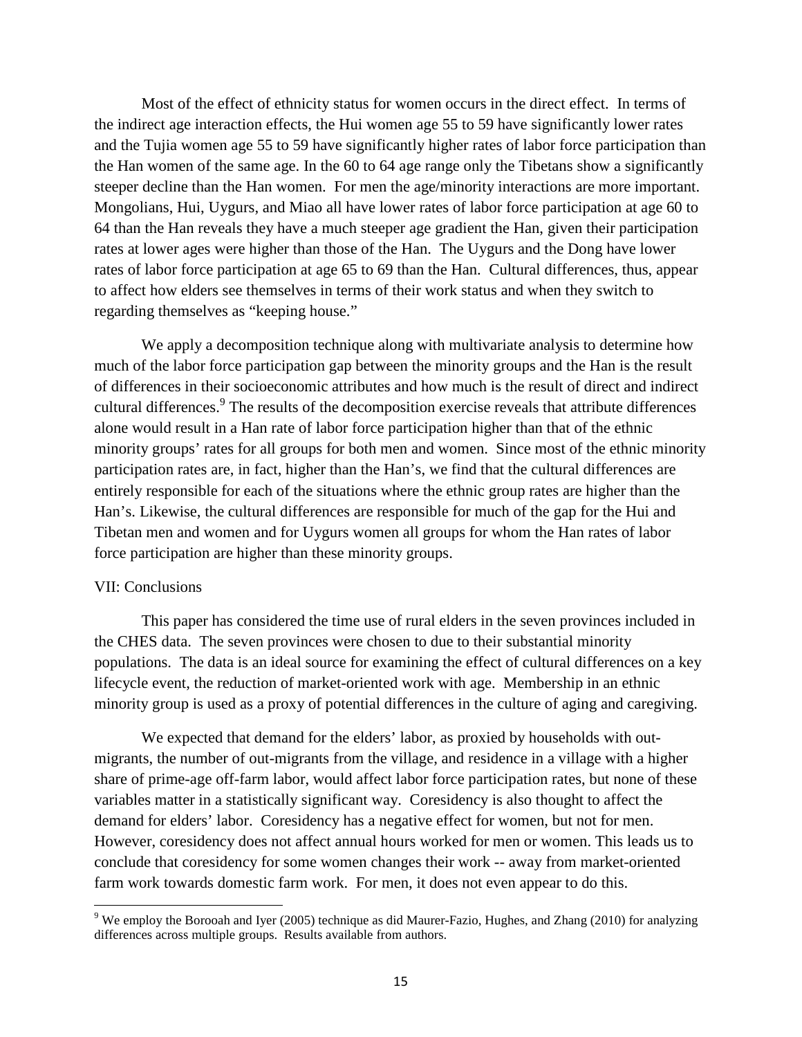Most of the effect of ethnicity status for women occurs in the direct effect. In terms of the indirect age interaction effects, the Hui women age 55 to 59 have significantly lower rates and the Tujia women age 55 to 59 have significantly higher rates of labor force participation than the Han women of the same age. In the 60 to 64 age range only the Tibetans show a significantly steeper decline than the Han women. For men the age/minority interactions are more important. Mongolians, Hui, Uygurs, and Miao all have lower rates of labor force participation at age 60 to 64 than the Han reveals they have a much steeper age gradient the Han, given their participation rates at lower ages were higher than those of the Han. The Uygurs and the Dong have lower rates of labor force participation at age 65 to 69 than the Han. Cultural differences, thus, appear to affect how elders see themselves in terms of their work status and when they switch to regarding themselves as "keeping house."

We apply a decomposition technique along with multivariate analysis to determine how much of the labor force participation gap between the minority groups and the Han is the result of differences in their socioeconomic attributes and how much is the result of direct and indirect cultural differences.[9] The results of the decomposition exercise reveals that attribute differences alone would result in a Han rate of labor force participation higher than that of the ethnic minority groups' rates for all groups for both men and women. Since most of the ethnic minority participation rates are, in fact, higher than the Han's, we find that the cultural differences are entirely responsible for each of the situations where the ethnic group rates are higher than the Han's. Likewise, the cultural differences are responsible for much of the gap for the Hui and Tibetan men and women and for Uygurs women all groups for whom the Han rates of labor force participation are higher than these minority groups.

## VII: Conclusions

This paper has considered the time use of rural elders in the seven provinces included in the CHES data. The seven provinces were chosen to due to their substantial minority populations. The data is an ideal source for examining the effect of cultural differences on a key lifecycle event, the reduction of market-oriented work with age. Membership in an ethnic minority group is used as a proxy of potential differences in the culture of aging and caregiving.

We expected that demand for the elders' labor, as proxied by households with out-migrants, the number of out-migrants from the village, and residence in a village with a higher share of prime-age off-farm labor, would affect labor force participation rates, but none of these variables matter in a statistically significant way. Coresidency is also thought to affect the demand for elders' labor. Coresidency has a negative effect for women, but not for men. However, coresidency does not affect annual hours worked for men or women. This leads us to conclude that coresidency for some women changes their work -- away from market-oriented farm work towards domestic farm work. For men, it does not even appear to do this.

---

[9] We employ the Borooah and Iyer (2005) technique as did Maurer-Fazio, Hughes, and Zhang (2010) for analyzing differences across multiple groups. Results available from authors.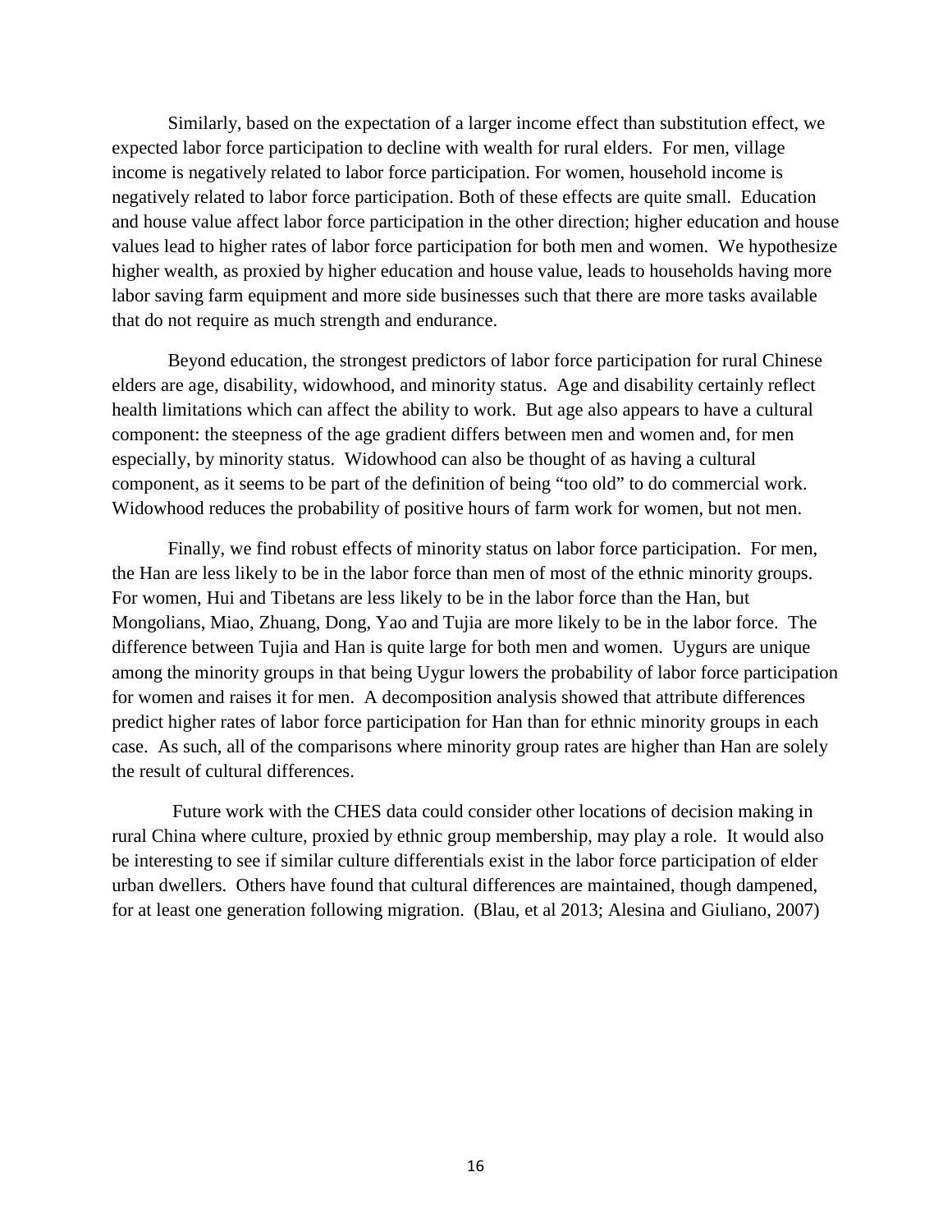Similarly, based on the expectation of a larger income effect than substitution effect, we expected labor force participation to decline with wealth for rural elders. For men, village income is negatively related to labor force participation. For women, household income is negatively related to labor force participation. Both of these effects are quite small. Education and house value affect labor force participation in the other direction; higher education and house values lead to higher rates of labor force participation for both men and women. We hypothesize higher wealth, as proxied by higher education and house value, leads to households having more labor saving farm equipment and more side businesses such that there are more tasks available that do not require as much strength and endurance.

Beyond education, the strongest predictors of labor force participation for rural Chinese elders are age, disability, widowhood, and minority status. Age and disability certainly reflect health limitations which can affect the ability to work. But age also appears to have a cultural component: the steepness of the age gradient differs between men and women and, for men especially, by minority status. Widowhood can also be thought of as having a cultural component, as it seems to be part of the definition of being "too old" to do commercial work. Widowhood reduces the probability of positive hours of farm work for women, but not men.

Finally, we find robust effects of minority status on labor force participation. For men, the Han are less likely to be in the labor force than men of most of the ethnic minority groups. For women, Hui and Tibetans are less likely to be in the labor force than the Han, but Mongolians, Miao, Zhuang, Dong, Yao and Tujia are more likely to be in the labor force. The difference between Tujia and Han is quite large for both men and women. Uygurs are unique among the minority groups in that being Uygur lowers the probability of labor force participation for women and raises it for men. A decomposition analysis showed that attribute differences predict higher rates of labor force participation for Han than for ethnic minority groups in each case. As such, all of the comparisons where minority group rates are higher than Han are solely the result of cultural differences.

Future work with the CHES data could consider other locations of decision making in rural China where culture, proxied by ethnic group membership, may play a role. It would also be interesting to see if similar culture differentials exist in the labor force participation of elder urban dwellers. Others have found that cultural differences are maintained, though dampened, for at least one generation following migration. (Blau, et al 2013; Alesina and Giuliano, 2007)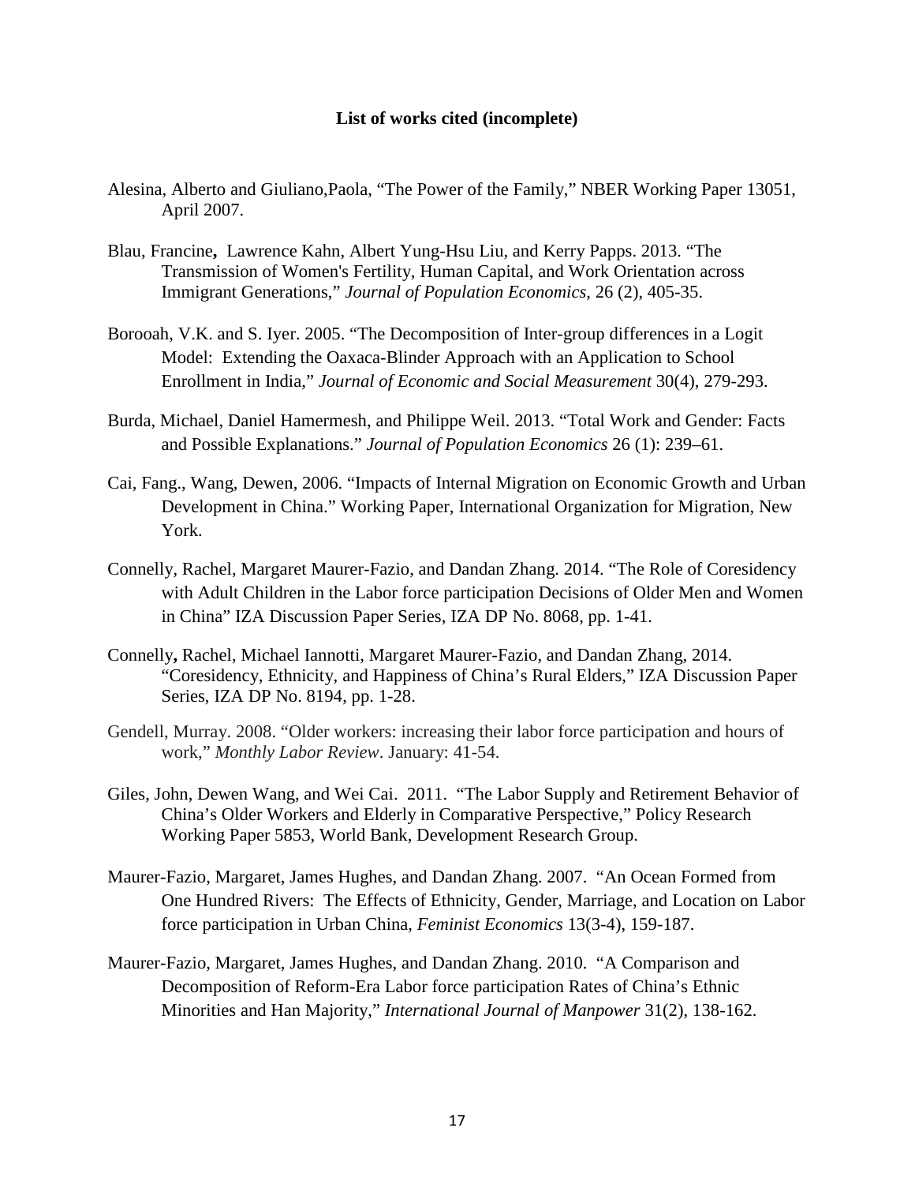**List of works cited (incomplete)**

Alesina, Alberto and Giuliano,Paola, "The Power of the Family," NBER Working Paper 13051, April 2007.

Blau, Francine**,** Lawrence Kahn, Albert Yung-Hsu Liu, and Kerry Papps. 2013. "The Transmission of Women's Fertility, Human Capital, and Work Orientation across Immigrant Generations," *Journal of Population Economics*, 26 (2), 405-35.

Borooah, V.K. and S. Iyer. 2005. "The Decomposition of Inter-group differences in a Logit Model: Extending the Oaxaca-Blinder Approach with an Application to School Enrollment in India," *Journal of Economic and Social Measurement* 30(4), 279-293.

Burda, Michael, Daniel Hamermesh, and Philippe Weil. 2013. "Total Work and Gender: Facts and Possible Explanations." *Journal of Population Economics* 26 (1): 239–61.

Cai, Fang., Wang, Dewen, 2006. "Impacts of Internal Migration on Economic Growth and Urban Development in China." Working Paper, International Organization for Migration, New York.

Connelly, Rachel, Margaret Maurer-Fazio, and Dandan Zhang. 2014. "The Role of Coresidency with Adult Children in the Labor force participation Decisions of Older Men and Women in China" IZA Discussion Paper Series, IZA DP No. 8068, pp. 1-41.

Connelly**,** Rachel, Michael Iannotti, Margaret Maurer-Fazio, and Dandan Zhang, 2014. "Coresidency, Ethnicity, and Happiness of China's Rural Elders," IZA Discussion Paper Series, IZA DP No. 8194, pp. 1-28.

Gendell, Murray. 2008. "Older workers: increasing their labor force participation and hours of work," *Monthly Labor Review*. January: 41-54.

Giles, John, Dewen Wang, and Wei Cai. 2011. "The Labor Supply and Retirement Behavior of China's Older Workers and Elderly in Comparative Perspective," Policy Research Working Paper 5853, World Bank, Development Research Group.

Maurer-Fazio, Margaret, James Hughes, and Dandan Zhang. 2007. "An Ocean Formed from One Hundred Rivers: The Effects of Ethnicity, Gender, Marriage, and Location on Labor force participation in Urban China, *Feminist Economics* 13(3-4), 159-187.

Maurer-Fazio, Margaret, James Hughes, and Dandan Zhang. 2010. "A Comparison and Decomposition of Reform-Era Labor force participation Rates of China's Ethnic Minorities and Han Majority," *International Journal of Manpower* 31(2), 138-162.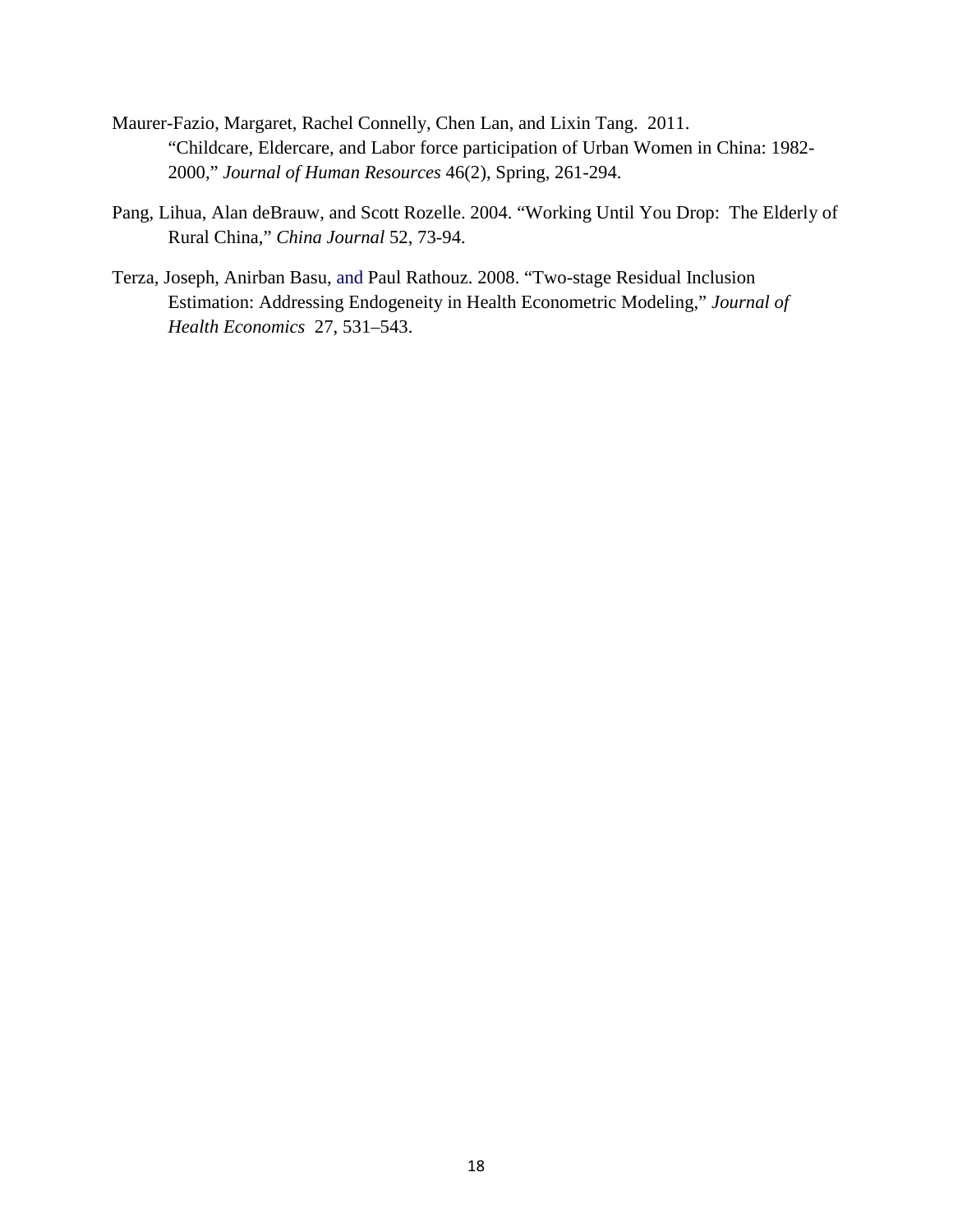Maurer-Fazio, Margaret, Rachel Connelly, Chen Lan, and Lixin Tang. 2011. "Childcare, Eldercare, and Labor force participation of Urban Women in China: 1982-2000," *Journal of Human Resources* 46(2), Spring, 261-294.

Pang, Lihua, Alan deBrauw, and Scott Rozelle. 2004. "Working Until You Drop: The Elderly of Rural China," *China Journal* 52, 73-94.

Terza, Joseph, Anirban Basu, and Paul Rathouz. 2008. "Two-stage Residual Inclusion Estimation: Addressing Endogeneity in Health Econometric Modeling," *Journal of Health Economics* 27, 531–543.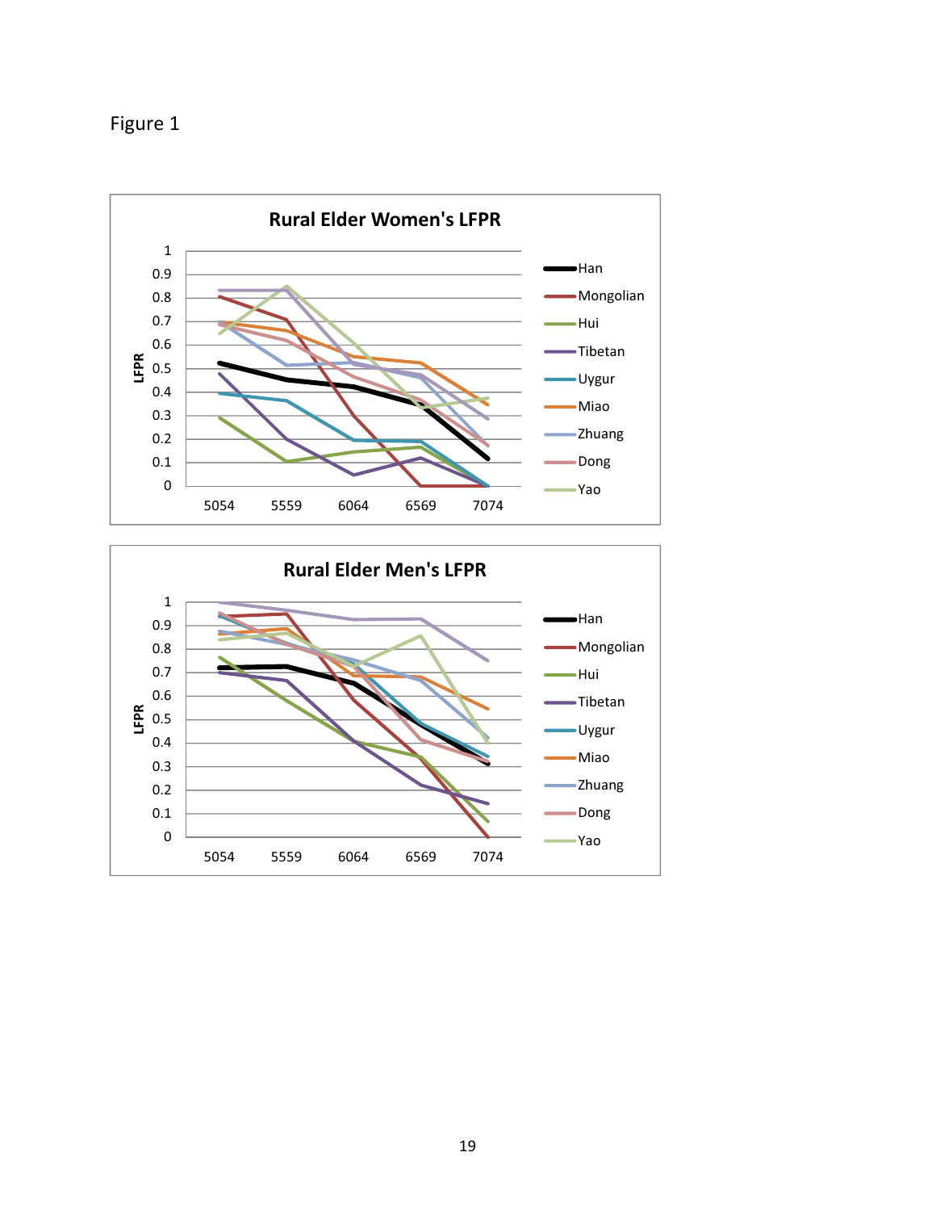Figure 1

**Rural Elder Women's LFPR**

**Rural Elder Men's LFPR**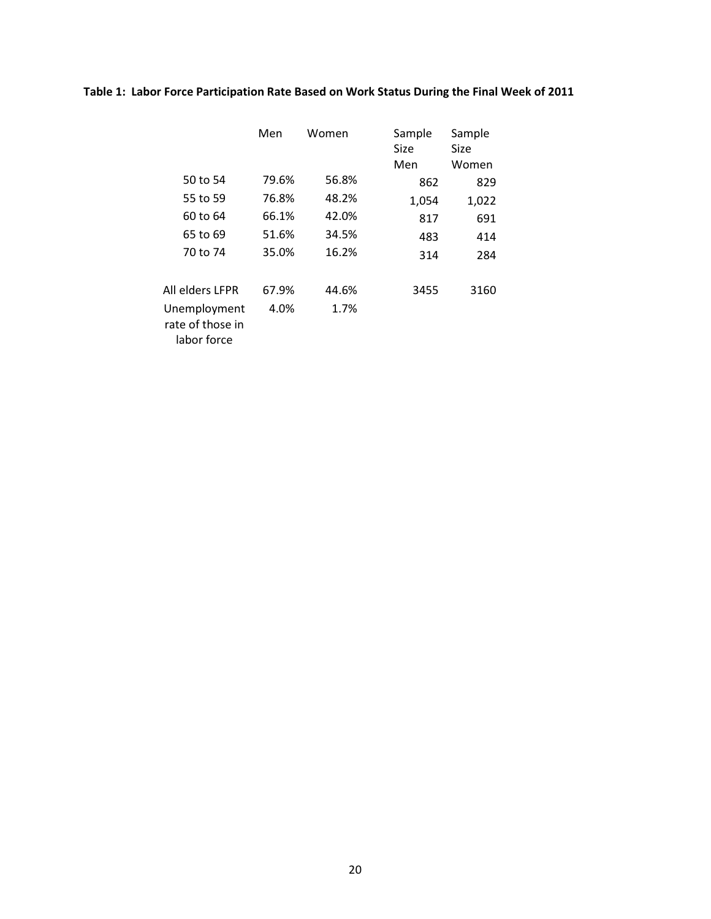**Table 1: Labor Force Participation Rate Based on Work Status During the Final Week of 2011**

| | Men | Women | Sample Size Men | Sample Size Women |
|---|---|---|---|---|
| 50 to 54 | 79.6% | 56.8% | 862 | 829 |
| 55 to 59 | 76.8% | 48.2% | 1,054 | 1,022 |
| 60 to 64 | 66.1% | 42.0% | 817 | 691 |
| 65 to 69 | 51.6% | 34.5% | 483 | 414 |
| 70 to 74 | 35.0% | 16.2% | 314 | 284 |
| All elders LFPR | 67.9% | 44.6% | 3455 | 3160 |
| Unemployment rate of those in labor force | 4.0% | 1.7% | | |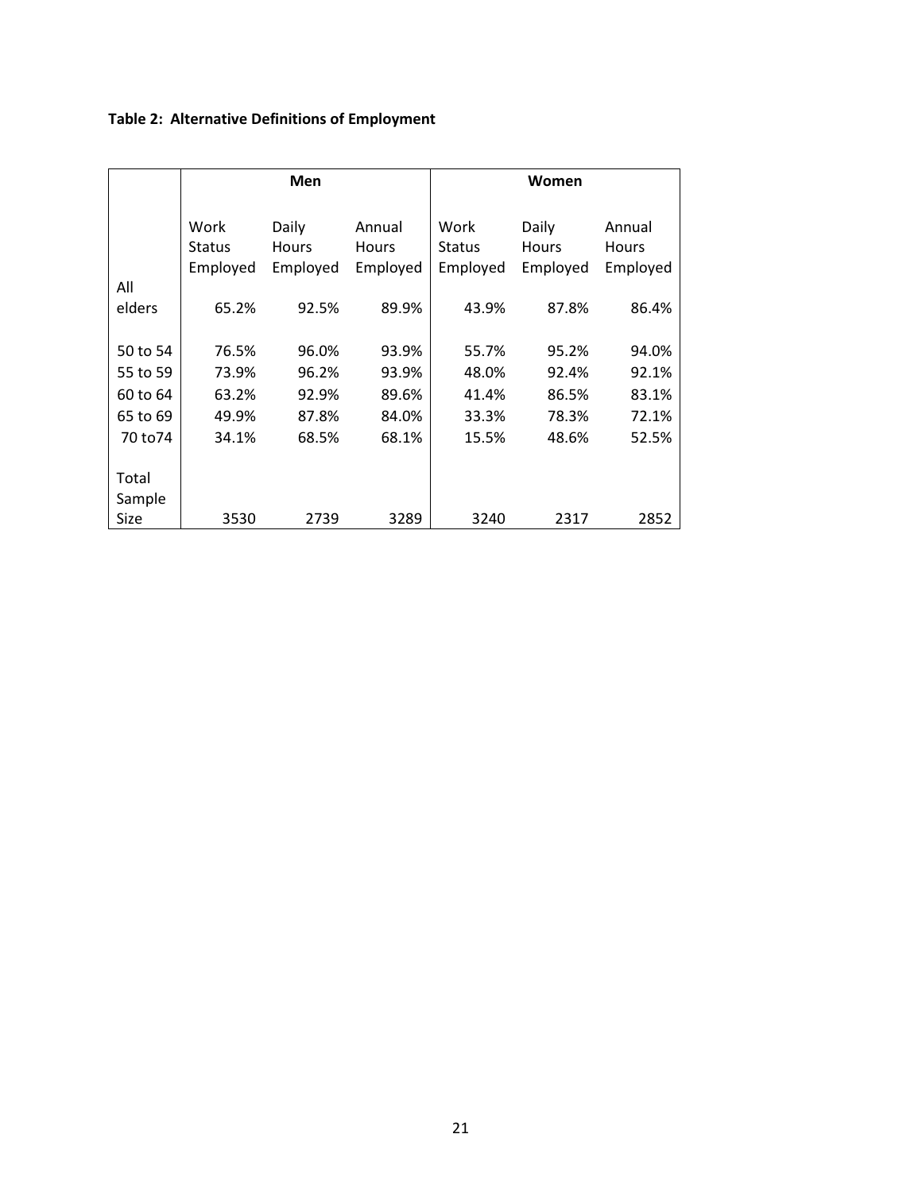**Table 2: Alternative Definitions of Employment**

| | Men | | | Women | | |
|---|---|---|---|---|---|---|
| | Work Status Employed | Daily Hours Employed | Annual Hours Employed | Work Status Employed | Daily Hours Employed | Annual Hours Employed |
| All elders | 65.2% | 92.5% | 89.9% | 43.9% | 87.8% | 86.4% |
| 50 to 54 | 76.5% | 96.0% | 93.9% | 55.7% | 95.2% | 94.0% |
| 55 to 59 | 73.9% | 96.2% | 93.9% | 48.0% | 92.4% | 92.1% |
| 60 to 64 | 63.2% | 92.9% | 89.6% | 41.4% | 86.5% | 83.1% |
| 65 to 69 | 49.9% | 87.8% | 84.0% | 33.3% | 78.3% | 72.1% |
| 70 to74 | 34.1% | 68.5% | 68.1% | 15.5% | 48.6% | 52.5% |
| Total Sample Size | 3530 | 2739 | 3289 | 3240 | 2317 | 2852 |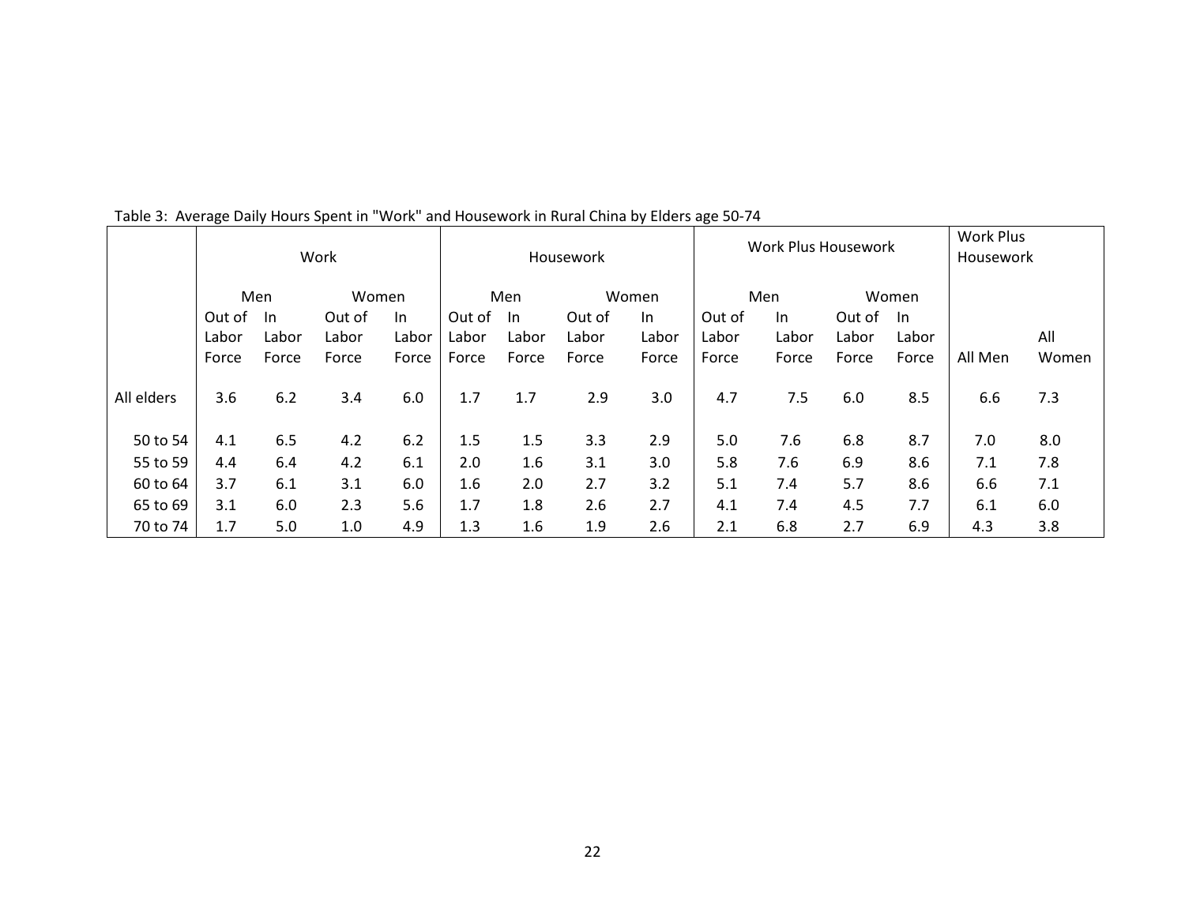Table 3: Average Daily Hours Spent in "Work" and Housework in Rural China by Elders age 50-74

| | Work | | | | Housework | | | | Work Plus Housework | | | | Work Plus Housework | |
|---|---|---|---|---|---|---|---|---|---|---|---|---|---|---|
| | Men | | Women | | Men | | Women | | Men | | Women | | | |
| | Out of Labor Force | In Labor Force | Out of Labor Force | In Labor Force | Out of Labor Force | In Labor Force | Out of Labor Force | In Labor Force | Out of Labor Force | In Labor Force | Out of Labor Force | In Labor Force | All Men | All Women |
| All elders | 3.6 | 6.2 | 3.4 | 6.0 | 1.7 | 1.7 | 2.9 | 3.0 | 4.7 | 7.5 | 6.0 | 8.5 | 6.6 | 7.3 |
| 50 to 54 | 4.1 | 6.5 | 4.2 | 6.2 | 1.5 | 1.5 | 3.3 | 2.9 | 5.0 | 7.6 | 6.8 | 8.7 | 7.0 | 8.0 |
| 55 to 59 | 4.4 | 6.4 | 4.2 | 6.1 | 2.0 | 1.6 | 3.1 | 3.0 | 5.8 | 7.6 | 6.9 | 8.6 | 7.1 | 7.8 |
| 60 to 64 | 3.7 | 6.1 | 3.1 | 6.0 | 1.6 | 2.0 | 2.7 | 3.2 | 5.1 | 7.4 | 5.7 | 8.6 | 6.6 | 7.1 |
| 65 to 69 | 3.1 | 6.0 | 2.3 | 5.6 | 1.7 | 1.8 | 2.6 | 2.7 | 4.1 | 7.4 | 4.5 | 7.7 | 6.1 | 6.0 |
| 70 to 74 | 1.7 | 5.0 | 1.0 | 4.9 | 1.3 | 1.6 | 1.9 | 2.6 | 2.1 | 6.8 | 2.7 | 6.9 | 4.3 | 3.8 |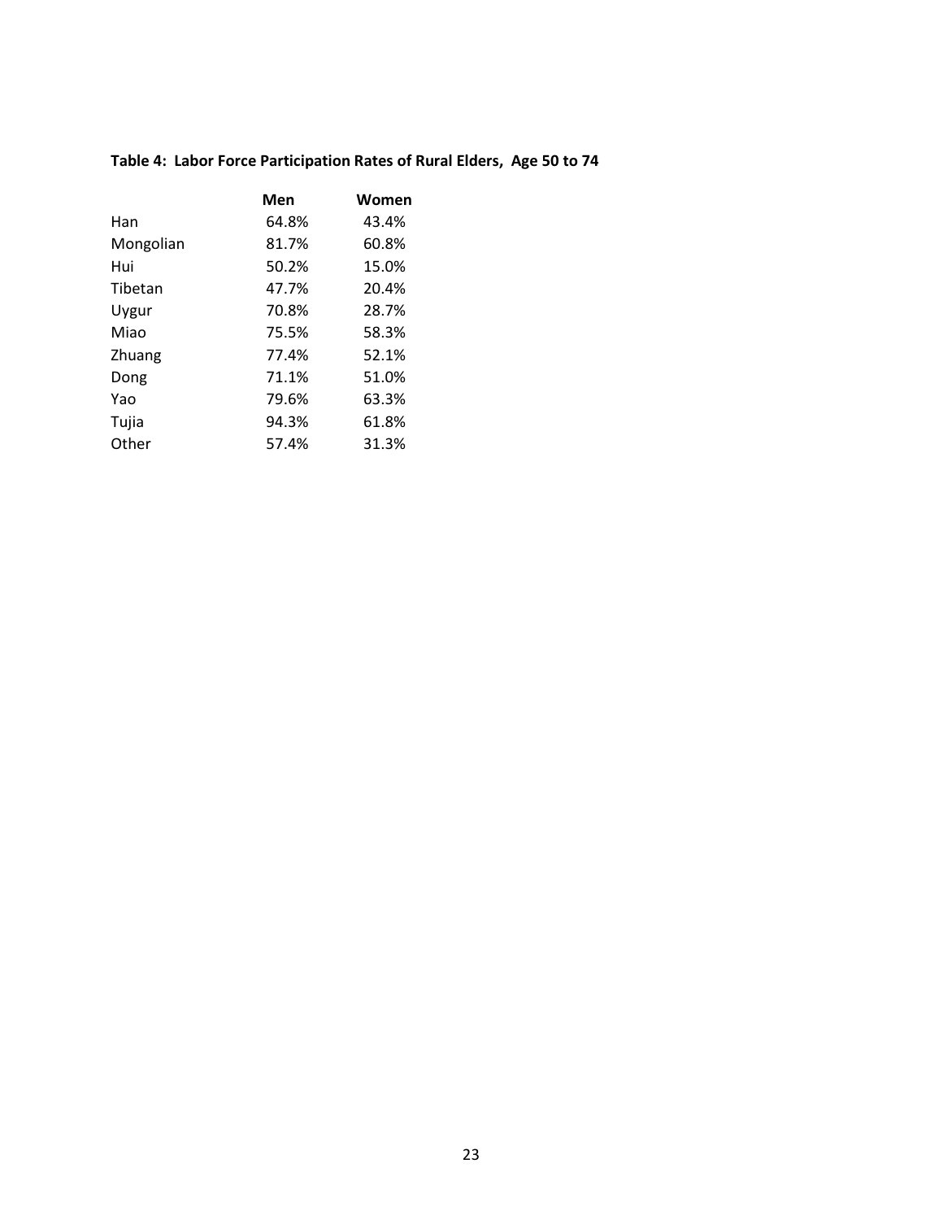**Table 4: Labor Force Participation Rates of Rural Elders, Age 50 to 74**

| | Men | Women |
|---|---|---|
| Han | 64.8% | 43.4% |
| Mongolian | 81.7% | 60.8% |
| Hui | 50.2% | 15.0% |
| Tibetan | 47.7% | 20.4% |
| Uygur | 70.8% | 28.7% |
| Miao | 75.5% | 58.3% |
| Zhuang | 77.4% | 52.1% |
| Dong | 71.1% | 51.0% |
| Yao | 79.6% | 63.3% |
| Tujia | 94.3% | 61.8% |
| Other | 57.4% | 31.3% |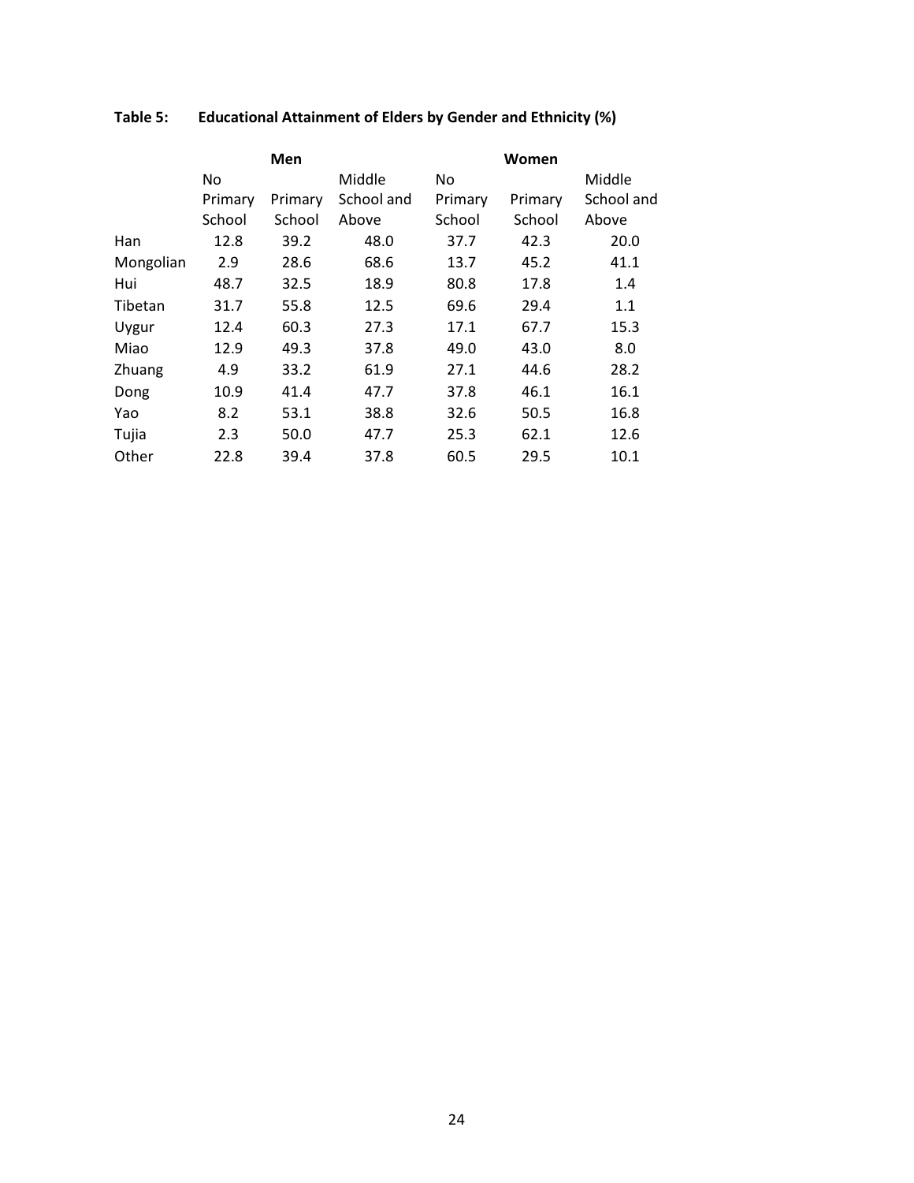**Table 5: Educational Attainment of Elders by Gender and Ethnicity (%)**

| | Men | | | Women | | |
|---|---|---|---|---|---|---|
| | No Primary School | Primary School | Middle School and Above | No Primary School | Primary School | Middle School and Above |
| Han | 12.8 | 39.2 | 48.0 | 37.7 | 42.3 | 20.0 |
| Mongolian | 2.9 | 28.6 | 68.6 | 13.7 | 45.2 | 41.1 |
| Hui | 48.7 | 32.5 | 18.9 | 80.8 | 17.8 | 1.4 |
| Tibetan | 31.7 | 55.8 | 12.5 | 69.6 | 29.4 | 1.1 |
| Uygur | 12.4 | 60.3 | 27.3 | 17.1 | 67.7 | 15.3 |
| Miao | 12.9 | 49.3 | 37.8 | 49.0 | 43.0 | 8.0 |
| Zhuang | 4.9 | 33.2 | 61.9 | 27.1 | 44.6 | 28.2 |
| Dong | 10.9 | 41.4 | 47.7 | 37.8 | 46.1 | 16.1 |
| Yao | 8.2 | 53.1 | 38.8 | 32.6 | 50.5 | 16.8 |
| Tujia | 2.3 | 50.0 | 47.7 | 25.3 | 62.1 | 12.6 |
| Other | 22.8 | 39.4 | 37.8 | 60.5 | 29.5 | 10.1 |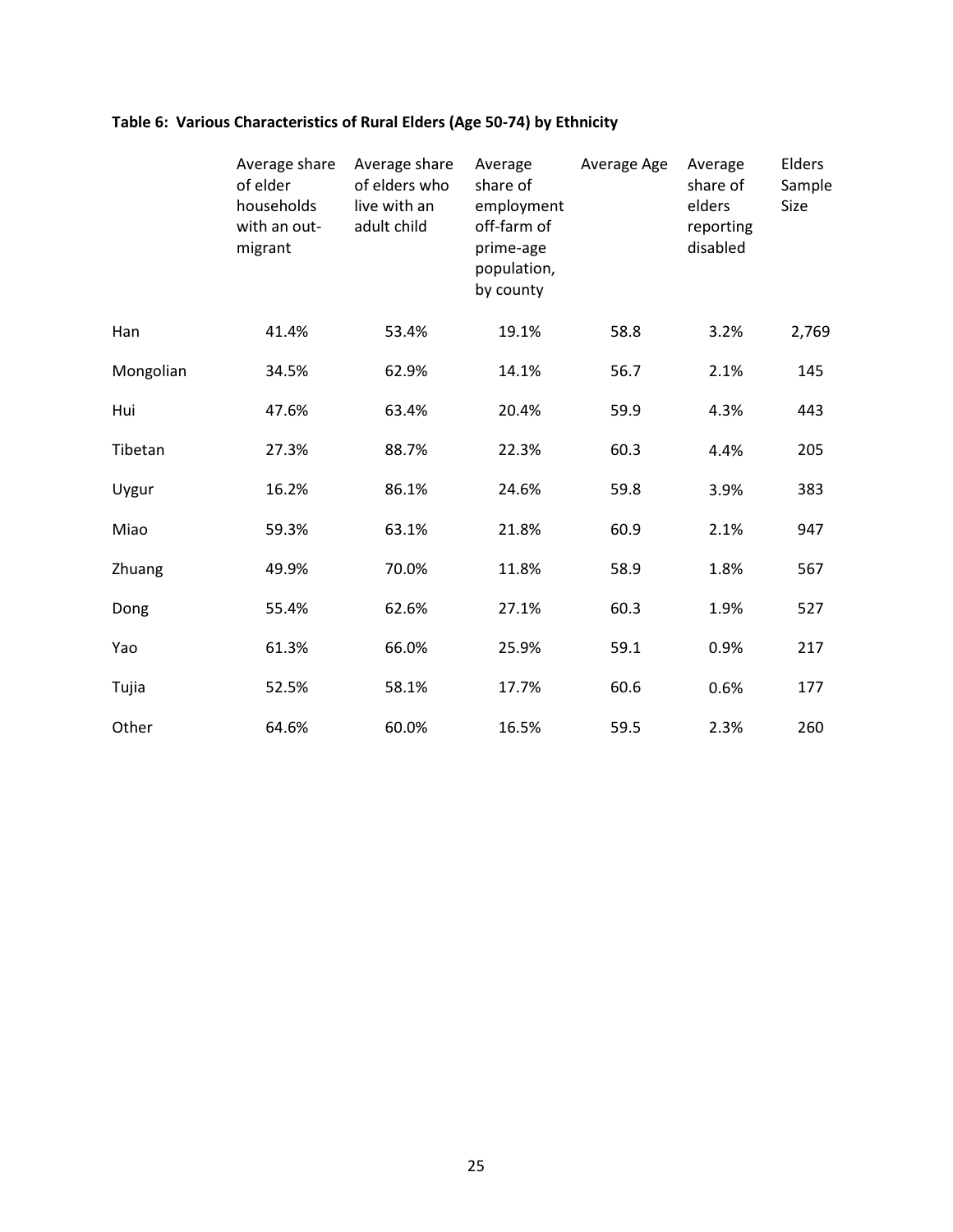**Table 6: Various Characteristics of Rural Elders (Age 50-74) by Ethnicity**

| | Average share of elder households with an out-migrant | Average share of elders who live with an adult child | Average share of employment off-farm of prime-age population, by county | Average Age | Average share of elders reporting disabled | Elders Sample Size |
|---|---|---|---|---|---|---|
| Han | 41.4% | 53.4% | 19.1% | 58.8 | 3.2% | 2,769 |
| Mongolian | 34.5% | 62.9% | 14.1% | 56.7 | 2.1% | 145 |
| Hui | 47.6% | 63.4% | 20.4% | 59.9 | 4.3% | 443 |
| Tibetan | 27.3% | 88.7% | 22.3% | 60.3 | 4.4% | 205 |
| Uygur | 16.2% | 86.1% | 24.6% | 59.8 | 3.9% | 383 |
| Miao | 59.3% | 63.1% | 21.8% | 60.9 | 2.1% | 947 |
| Zhuang | 49.9% | 70.0% | 11.8% | 58.9 | 1.8% | 567 |
| Dong | 55.4% | 62.6% | 27.1% | 60.3 | 1.9% | 527 |
| Yao | 61.3% | 66.0% | 25.9% | 59.1 | 0.9% | 217 |
| Tujia | 52.5% | 58.1% | 17.7% | 60.6 | 0.6% | 177 |
| Other | 64.6% | 60.0% | 16.5% | 59.5 | 2.3% | 260 |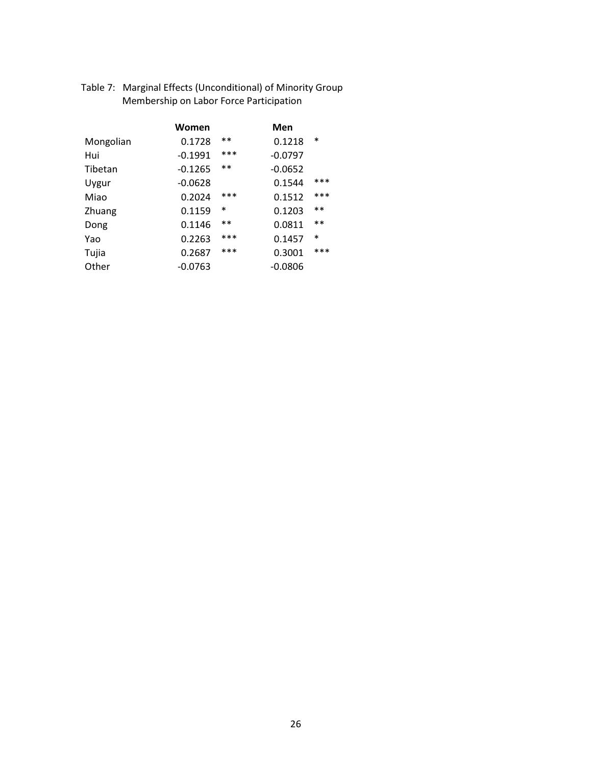Table 7: Marginal Effects (Unconditional) of Minority Group Membership on Labor Force Participation

| | Women | | Men | |
|---|---|---|---|---|
| Mongolian | 0.1728 | ** | 0.1218 | * |
| Hui | -0.1991 | *** | -0.0797 | |
| Tibetan | -0.1265 | ** | -0.0652 | |
| Uygur | -0.0628 | | 0.1544 | *** |
| Miao | 0.2024 | *** | 0.1512 | *** |
| Zhuang | 0.1159 | * | 0.1203 | ** |
| Dong | 0.1146 | ** | 0.0811 | ** |
| Yao | 0.2263 | *** | 0.1457 | * |
| Tujia | 0.2687 | *** | 0.3001 | *** |
| Other | -0.0763 | | -0.0806 | |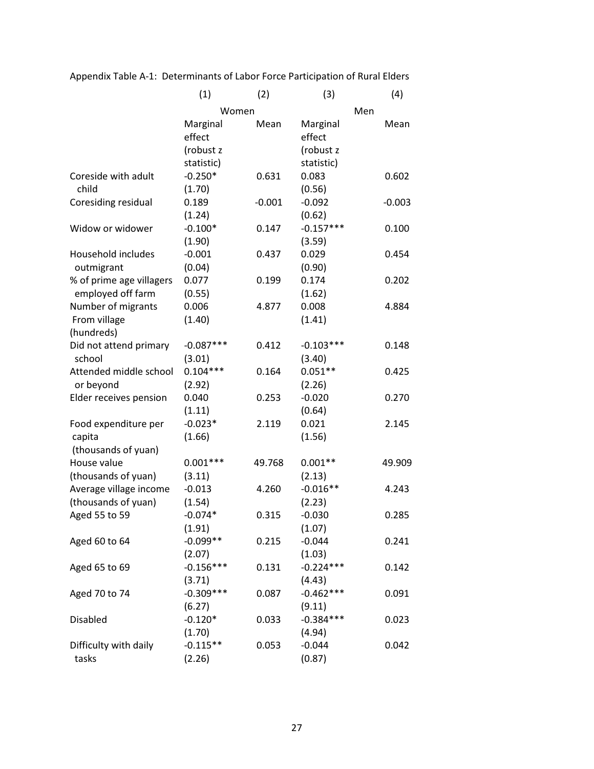Appendix Table A-1: Determinants of Labor Force Participation of Rural Elders

| | (1) | (2) | (3) | (4) |
|---|---|---|---|---|
| | Women | | Men | |
| | Marginal effect (robust z statistic) | Mean | Marginal effect (robust z statistic) | Mean |
| Coreside with adult child | -0.250* | 0.631 | 0.083 | 0.602 |
| | (1.70) | | (0.56) | |
| Coresiding residual | 0.189 | -0.001 | -0.092 | -0.003 |
| | (1.24) | | (0.62) | |
| Widow or widower | -0.100* | 0.147 | -0.157*** | 0.100 |
| | (1.90) | | (3.59) | |
| Household includes outmigrant | -0.001 | 0.437 | 0.029 | 0.454 |
| | (0.04) | | (0.90) | |
| % of prime age villagers employed off farm | 0.077 | 0.199 | 0.174 | 0.202 |
| | (0.55) | | (1.62) | |
| Number of migrants From village (hundreds) | 0.006 | 4.877 | 0.008 | 4.884 |
| | (1.40) | | (1.41) | |
| Did not attend primary school | -0.087*** | 0.412 | -0.103*** | 0.148 |
| | (3.01) | | (3.40) | |
| Attended middle school or beyond | 0.104*** | 0.164 | 0.051** | 0.425 |
| | (2.92) | | (2.26) | |
| Elder receives pension | 0.040 | 0.253 | -0.020 | 0.270 |
| | (1.11) | | (0.64) | |
| Food expenditure per capita (thousands of yuan) | -0.023* | 2.119 | 0.021 | 2.145 |
| | (1.66) | | (1.56) | |
| House value (thousands of yuan) | 0.001*** | 49.768 | 0.001** | 49.909 |
| | (3.11) | | (2.13) | |
| Average village income (thousands of yuan) | -0.013 | 4.260 | -0.016** | 4.243 |
| | (1.54) | | (2.23) | |
| Aged 55 to 59 | -0.074* | 0.315 | -0.030 | 0.285 |
| | (1.91) | | (1.07) | |
| Aged 60 to 64 | -0.099** | 0.215 | -0.044 | 0.241 |
| | (2.07) | | (1.03) | |
| Aged 65 to 69 | -0.156*** | 0.131 | -0.224*** | 0.142 |
| | (3.71) | | (4.43) | |
| Aged 70 to 74 | -0.309*** | 0.087 | -0.462*** | 0.091 |
| | (6.27) | | (9.11) | |
| Disabled | -0.120* | 0.033 | -0.384*** | 0.023 |
| | (1.70) | | (4.94) | |
| Difficulty with daily tasks | -0.115** | 0.053 | -0.044 | 0.042 |
| | (2.26) | | (0.87) | |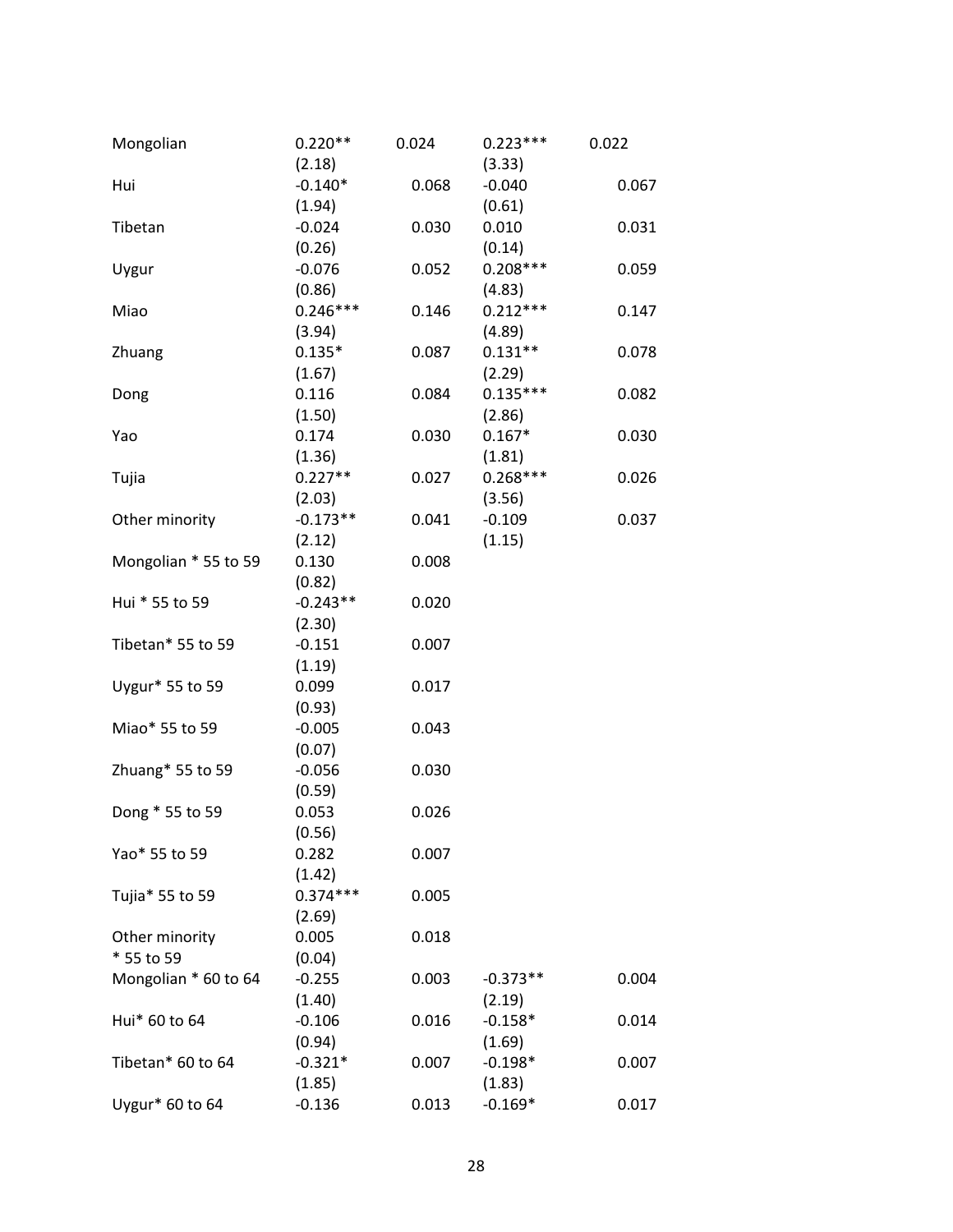| | | | | |
|---|---|---|---|---|
| Mongolian | 0.220** | 0.024 | 0.223*** | 0.022 |
| | (2.18) | | (3.33) | |
| Hui | -0.140* | 0.068 | -0.040 | 0.067 |
| | (1.94) | | (0.61) | |
| Tibetan | -0.024 | 0.030 | 0.010 | 0.031 |
| | (0.26) | | (0.14) | |
| Uygur | -0.076 | 0.052 | 0.208*** | 0.059 |
| | (0.86) | | (4.83) | |
| Miao | 0.246*** | 0.146 | 0.212*** | 0.147 |
| | (3.94) | | (4.89) | |
| Zhuang | 0.135* | 0.087 | 0.131** | 0.078 |
| | (1.67) | | (2.29) | |
| Dong | 0.116 | 0.084 | 0.135*** | 0.082 |
| | (1.50) | | (2.86) | |
| Yao | 0.174 | 0.030 | 0.167* | 0.030 |
| | (1.36) | | (1.81) | |
| Tujia | 0.227** | 0.027 | 0.268*** | 0.026 |
| | (2.03) | | (3.56) | |
| Other minority | -0.173** | 0.041 | -0.109 | 0.037 |
| | (2.12) | | (1.15) | |
| Mongolian * 55 to 59 | 0.130 | 0.008 | | |
| | (0.82) | | | |
| Hui * 55 to 59 | -0.243** | 0.020 | | |
| | (2.30) | | | |
| Tibetan* 55 to 59 | -0.151 | 0.007 | | |
| | (1.19) | | | |
| Uygur* 55 to 59 | 0.099 | 0.017 | | |
| | (0.93) | | | |
| Miao* 55 to 59 | -0.005 | 0.043 | | |
| | (0.07) | | | |
| Zhuang* 55 to 59 | -0.056 | 0.030 | | |
| | (0.59) | | | |
| Dong * 55 to 59 | 0.053 | 0.026 | | |
| | (0.56) | | | |
| Yao* 55 to 59 | 0.282 | 0.007 | | |
| | (1.42) | | | |
| Tujia* 55 to 59 | 0.374*** | 0.005 | | |
| | (2.69) | | | |
| Other minority * 55 to 59 | 0.005 | 0.018 | | |
| | (0.04) | | | |
| Mongolian * 60 to 64 | -0.255 | 0.003 | -0.373** | 0.004 |
| | (1.40) | | (2.19) | |
| Hui* 60 to 64 | -0.106 | 0.016 | -0.158* | 0.014 |
| | (0.94) | | (1.69) | |
| Tibetan* 60 to 64 | -0.321* | 0.007 | -0.198* | 0.007 |
| | (1.85) | | (1.83) | |
| Uygur* 60 to 64 | -0.136 | 0.013 | -0.169* | 0.017 |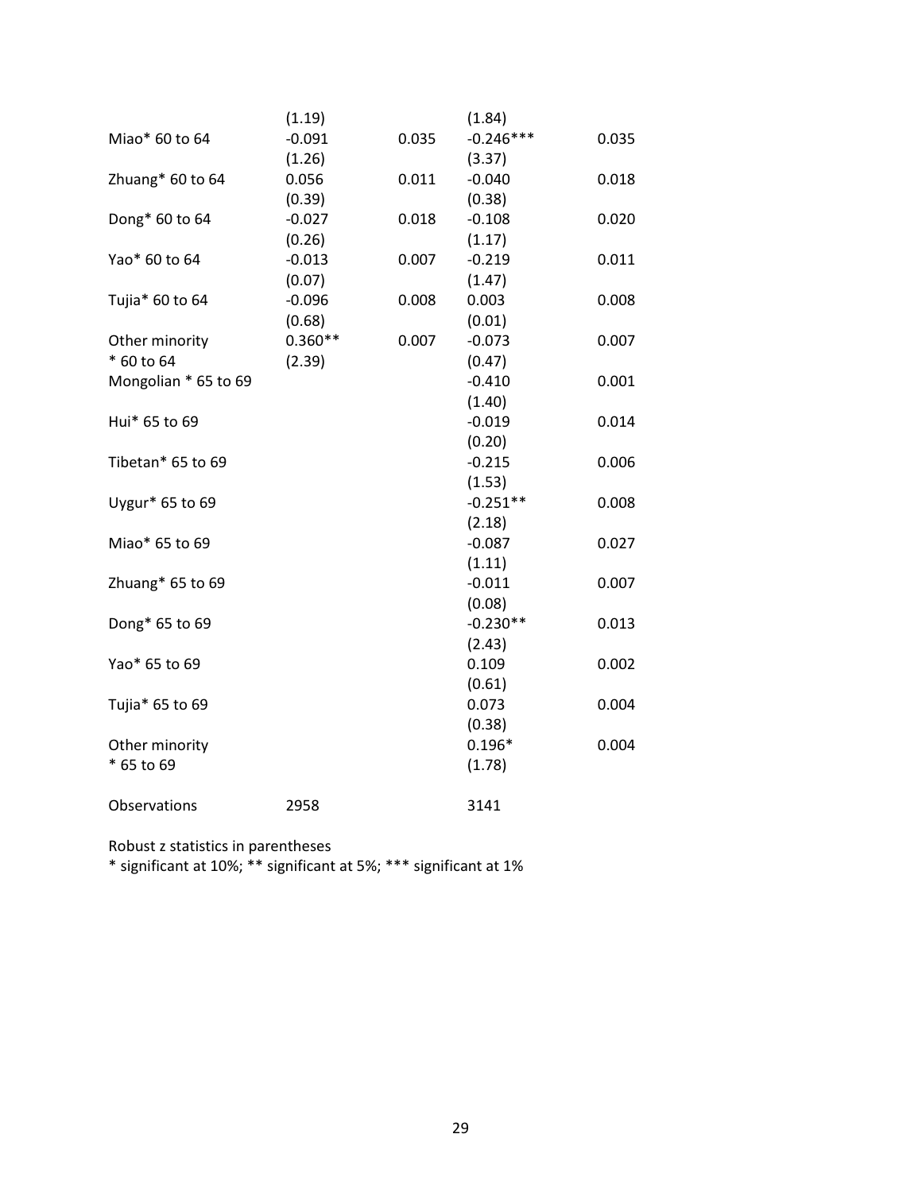| | | | | |
|---|---|---|---|---|
| | (1.19) | | (1.84) | |
| Miao* 60 to 64 | -0.091 | 0.035 | -0.246*** | 0.035 |
| | (1.26) | | (3.37) | |
| Zhuang* 60 to 64 | 0.056 | 0.011 | -0.040 | 0.018 |
| | (0.39) | | (0.38) | |
| Dong* 60 to 64 | -0.027 | 0.018 | -0.108 | 0.020 |
| | (0.26) | | (1.17) | |
| Yao* 60 to 64 | -0.013 | 0.007 | -0.219 | 0.011 |
| | (0.07) | | (1.47) | |
| Tujia* 60 to 64 | -0.096 | 0.008 | 0.003 | 0.008 |
| | (0.68) | | (0.01) | |
| Other minority * 60 to 64 | 0.360** | 0.007 | -0.073 | 0.007 |
| | (2.39) | | (0.47) | |
| Mongolian * 65 to 69 | | | -0.410 | 0.001 |
| | | | (1.40) | |
| Hui* 65 to 69 | | | -0.019 | 0.014 |
| | | | (0.20) | |
| Tibetan* 65 to 69 | | | -0.215 | 0.006 |
| | | | (1.53) | |
| Uygur* 65 to 69 | | | -0.251** | 0.008 |
| | | | (2.18) | |
| Miao* 65 to 69 | | | -0.087 | 0.027 |
| | | | (1.11) | |
| Zhuang* 65 to 69 | | | -0.011 | 0.007 |
| | | | (0.08) | |
| Dong* 65 to 69 | | | -0.230** | 0.013 |
| | | | (2.43) | |
| Yao* 65 to 69 | | | 0.109 | 0.002 |
| | | | (0.61) | |
| Tujia* 65 to 69 | | | 0.073 | 0.004 |
| | | | (0.38) | |
| Other minority * 65 to 69 | | | 0.196* | 0.004 |
| | | | (1.78) | |
| Observations | 2958 | | 3141 | |

Robust z statistics in parentheses
* significant at 10%; ** significant at 5%; *** significant at 1%